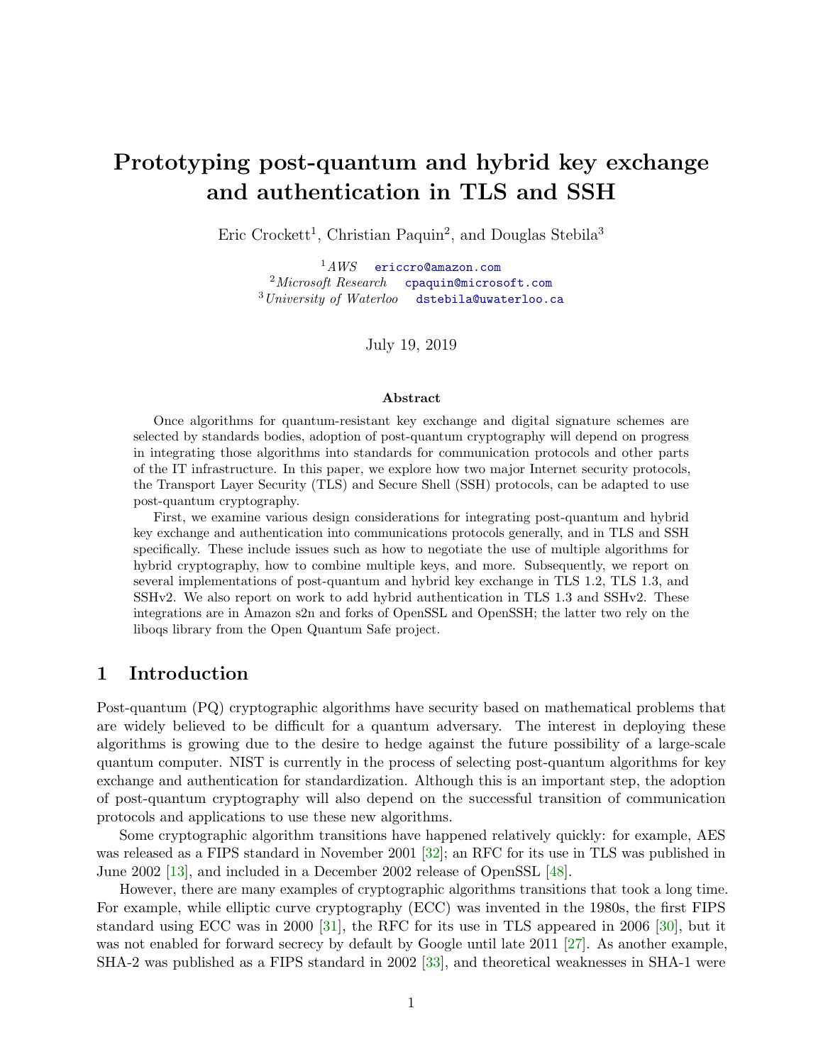# Prototyping post-quantum and hybrid key exchange and authentication in TLS and SSH

Eric Crockett[1], Christian Paquin[2], and Douglas Stebila[3]

[1] *AWS* ericcro@amazon.com
[2] *Microsoft Research* cpaquin@microsoft.com
[3] *University of Waterloo* dstebila@uwaterloo.ca

July 19, 2019

### Abstract

Once algorithms for quantum-resistant key exchange and digital signature schemes are selected by standards bodies, adoption of post-quantum cryptography will depend on progress in integrating those algorithms into standards for communication protocols and other parts of the IT infrastructure. In this paper, we explore how two major Internet security protocols, the Transport Layer Security (TLS) and Secure Shell (SSH) protocols, can be adapted to use post-quantum cryptography.

First, we examine various design considerations for integrating post-quantum and hybrid key exchange and authentication into communications protocols generally, and in TLS and SSH specifically. These include issues such as how to negotiate the use of multiple algorithms for hybrid cryptography, how to combine multiple keys, and more. Subsequently, we report on several implementations of post-quantum and hybrid key exchange in TLS 1.2, TLS 1.3, and SSHv2. We also report on work to add hybrid authentication in TLS 1.3 and SSHv2. These integrations are in Amazon s2n and forks of OpenSSL and OpenSSH; the latter two rely on the liboqs library from the Open Quantum Safe project.

## 1 Introduction

Post-quantum (PQ) cryptographic algorithms have security based on mathematical problems that are widely believed to be difficult for a quantum adversary. The interest in deploying these algorithms is growing due to the desire to hedge against the future possibility of a large-scale quantum computer. NIST is currently in the process of selecting post-quantum algorithms for key exchange and authentication for standardization. Although this is an important step, the adoption of post-quantum cryptography will also depend on the successful transition of communication protocols and applications to use these new algorithms.

Some cryptographic algorithm transitions have happened relatively quickly: for example, AES was released as a FIPS standard in November 2001 [32]; an RFC for its use in TLS was published in June 2002 [13], and included in a December 2002 release of OpenSSL [48].

However, there are many examples of cryptographic algorithms transitions that took a long time. For example, while elliptic curve cryptography (ECC) was invented in the 1980s, the first FIPS standard using ECC was in 2000 [31], the RFC for its use in TLS appeared in 2006 [30], but it was not enabled for forward secrecy by default by Google until late 2011 [27]. As another example, SHA-2 was published as a FIPS standard in 2002 [33], and theoretical weaknesses in SHA-1 were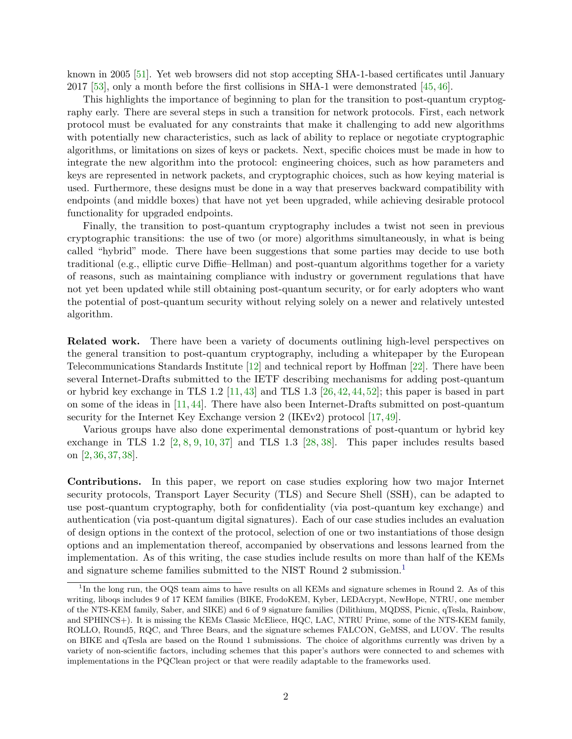known in 2005 [51]. Yet web browsers did not stop accepting SHA-1-based certificates until January 2017 [53], only a month before the first collisions in SHA-1 were demonstrated [45, 46].

This highlights the importance of beginning to plan for the transition to post-quantum cryptography early. There are several steps in such a transition for network protocols. First, each network protocol must be evaluated for any constraints that make it challenging to add new algorithms with potentially new characteristics, such as lack of ability to replace or negotiate cryptographic algorithms, or limitations on sizes of keys or packets. Next, specific choices must be made in how to integrate the new algorithm into the protocol: engineering choices, such as how parameters and keys are represented in network packets, and cryptographic choices, such as how keying material is used. Furthermore, these designs must be done in a way that preserves backward compatibility with endpoints (and middle boxes) that have not yet been upgraded, while achieving desirable protocol functionality for upgraded endpoints.

Finally, the transition to post-quantum cryptography includes a twist not seen in previous cryptographic transitions: the use of two (or more) algorithms simultaneously, in what is being called "hybrid" mode. There have been suggestions that some parties may decide to use both traditional (e.g., elliptic curve Diffie–Hellman) and post-quantum algorithms together for a variety of reasons, such as maintaining compliance with industry or government regulations that have not yet been updated while still obtaining post-quantum security, or for early adopters who want the potential of post-quantum security without relying solely on a newer and relatively untested algorithm.

**Related work.** There have been a variety of documents outlining high-level perspectives on the general transition to post-quantum cryptography, including a whitepaper by the European Telecommunications Standards Institute [12] and technical report by Hoffman [22]. There have been several Internet-Drafts submitted to the IETF describing mechanisms for adding post-quantum or hybrid key exchange in TLS 1.2 [11, 43] and TLS 1.3 [26, 42, 44, 52]; this paper is based in part on some of the ideas in [11, 44]. There have also been Internet-Drafts submitted on post-quantum security for the Internet Key Exchange version 2 (IKEv2) protocol [17, 49].

Various groups have also done experimental demonstrations of post-quantum or hybrid key exchange in TLS 1.2 [2, 8, 9, 10, 37] and TLS 1.3 [28, 38]. This paper includes results based on [2, 36, 37, 38].

**Contributions.** In this paper, we report on case studies exploring how two major Internet security protocols, Transport Layer Security (TLS) and Secure Shell (SSH), can be adapted to use post-quantum cryptography, both for confidentiality (via post-quantum key exchange) and authentication (via post-quantum digital signatures). Each of our case studies includes an evaluation of design options in the context of the protocol, selection of one or two instantiations of those design options and an implementation thereof, accompanied by observations and lessons learned from the implementation. As of this writing, the case studies include results on more than half of the KEMs and signature scheme families submitted to the NIST Round 2 submission.[1]

[1] In the long run, the OQS team aims to have results on all KEMs and signature schemes in Round 2. As of this writing, liboqs includes 9 of 17 KEM families (BIKE, FrodoKEM, Kyber, LEDAcrypt, NewHope, NTRU, one member of the NTS-KEM family, Saber, and SIKE) and 6 of 9 signature families (Dilithium, MQDSS, Picnic, qTesla, Rainbow, and SPHINCS+). It is missing the KEMs Classic McEliece, HQC, LAC, NTRU Prime, some of the NTS-KEM family, ROLLO, Round5, RQC, and Three Bears, and the signature schemes FALCON, GeMSS, and LUOV. The results on BIKE and qTesla are based on the Round 1 submissions. The choice of algorithms currently was driven by a variety of non-scientific factors, including schemes that this paper's authors were connected to and schemes with implementations in the PQClean project or that were readily adaptable to the frameworks used.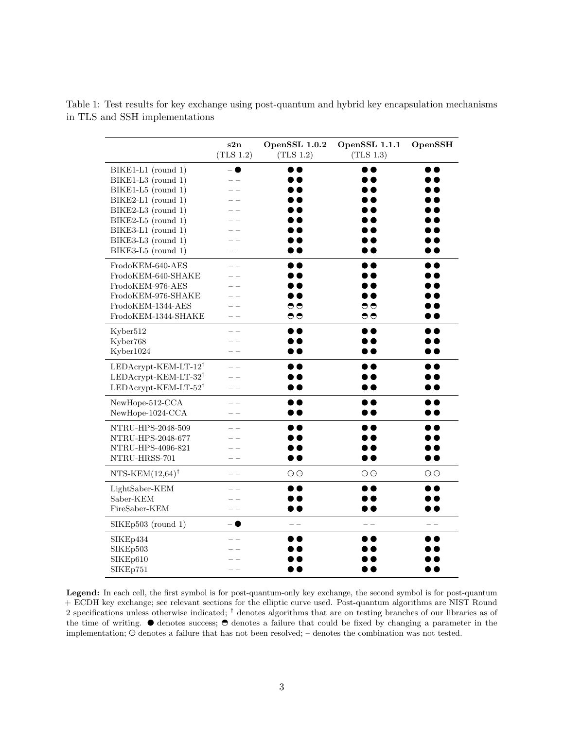Table 1: Test results for key exchange using post-quantum and hybrid key encapsulation mechanisms in TLS and SSH implementations

| | s2n (TLS 1.2) | OpenSSL 1.0.2 (TLS 1.2) | OpenSSL 1.1.1 (TLS 1.3) | OpenSSH |
|---|---|---|---|---|
| BIKE1-L1 (round 1) | – ● | ● ● | ● ● | ● ● |
| BIKE1-L3 (round 1) | – – | ● ● | ● ● | ● ● |
| BIKE1-L5 (round 1) | – – | ● ● | ● ● | ● ● |
| BIKE2-L1 (round 1) | – – | ● ● | ● ● | ● ● |
| BIKE2-L3 (round 1) | – – | ● ● | ● ● | ● ● |
| BIKE2-L5 (round 1) | – – | ● ● | ● ● | ● ● |
| BIKE3-L1 (round 1) | – – | ● ● | ● ● | ● ● |
| BIKE3-L3 (round 1) | – – | ● ● | ● ● | ● ● |
| BIKE3-L5 (round 1) | – – | ● ● | ● ● | ● ● |
| FrodoKEM-640-AES | – – | ● ● | ● ● | ● ● |
| FrodoKEM-640-SHAKE | – – | ● ● | ● ● | ● ● |
| FrodoKEM-976-AES | – – | ● ● | ● ● | ● ● |
| FrodoKEM-976-SHAKE | – – | ● ● | ● ● | ● ● |
| FrodoKEM-1344-AES | – – | ◓ ◓ | ◓ ◓ | ● ● |
| FrodoKEM-1344-SHAKE | – – | ◓ ◓ | ◓ ◓ | ● ● |
| Kyber512 | – – | ● ● | ● ● | ● ● |
| Kyber768 | – – | ● ● | ● ● | ● ● |
| Kyber1024 | – – | ● ● | ● ● | ● ● |
| LEDAcrypt-KEM-LT-12† | – – | ● ● | ● ● | ● ● |
| LEDAcrypt-KEM-LT-32† | – – | ● ● | ● ● | ● ● |
| LEDAcrypt-KEM-LT-52† | – – | ● ● | ● ● | ● ● |
| NewHope-512-CCA | – – | ● ● | ● ● | ● ● |
| NewHope-1024-CCA | – – | ● ● | ● ● | ● ● |
| NTRU-HPS-2048-509 | – – | ● ● | ● ● | ● ● |
| NTRU-HPS-2048-677 | – – | ● ● | ● ● | ● ● |
| NTRU-HPS-4096-821 | – – | ● ● | ● ● | ● ● |
| NTRU-HRSS-701 | – – | ● ● | ● ● | ● ● |
| NTS-KEM(12,64)† | – – | ○ ○ | ○ ○ | ○ ○ |
| LightSaber-KEM | – – | ● ● | ● ● | ● ● |
| Saber-KEM | – – | ● ● | ● ● | ● ● |
| FireSaber-KEM | – – | ● ● | ● ● | ● ● |
| SIKEp503 (round 1) | – ● | – – | – – | – – |
| SIKEp434 | – – | ● ● | ● ● | ● ● |
| SIKEp503 | – – | ● ● | ● ● | ● ● |
| SIKEp610 | – – | ● ● | ● ● | ● ● |
| SIKEp751 | – – | ● ● | ● ● | ● ● |

**Legend:** In each cell, the first symbol is for post-quantum-only key exchange, the second symbol is for post-quantum + ECDH key exchange; see relevant sections for the elliptic curve used. Post-quantum algorithms are NIST Round 2 specifications unless otherwise indicated; † denotes algorithms that are on testing branches of our libraries as of the time of writing. ● denotes success; ◓ denotes a failure that could be fixed by changing a parameter in the implementation; ○ denotes a failure that has not been resolved; – denotes the combination was not tested.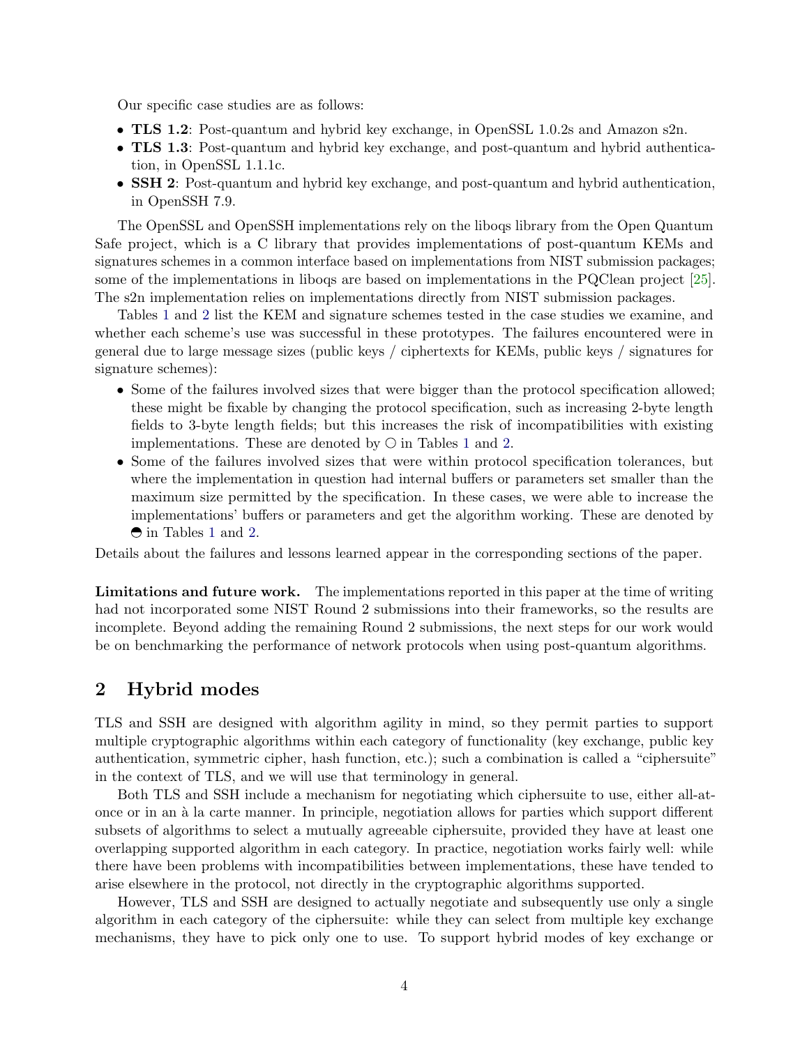Our specific case studies are as follows:

- **TLS 1.2**: Post-quantum and hybrid key exchange, in OpenSSL 1.0.2s and Amazon s2n.
- **TLS 1.3**: Post-quantum and hybrid key exchange, and post-quantum and hybrid authentication, in OpenSSL 1.1.1c.
- **SSH 2**: Post-quantum and hybrid key exchange, and post-quantum and hybrid authentication, in OpenSSH 7.9.

The OpenSSL and OpenSSH implementations rely on the liboqs library from the Open Quantum Safe project, which is a C library that provides implementations of post-quantum KEMs and signatures schemes in a common interface based on implementations from NIST submission packages; some of the implementations in liboqs are based on implementations in the PQClean project [25]. The s2n implementation relies on implementations directly from NIST submission packages.

Tables 1 and 2 list the KEM and signature schemes tested in the case studies we examine, and whether each scheme's use was successful in these prototypes. The failures encountered were in general due to large message sizes (public keys / ciphertexts for KEMs, public keys / signatures for signature schemes):

- Some of the failures involved sizes that were bigger than the protocol specification allowed; these might be fixable by changing the protocol specification, such as increasing 2-byte length fields to 3-byte length fields; but this increases the risk of incompatibilities with existing implementations. These are denoted by ○ in Tables 1 and 2.
- Some of the failures involved sizes that were within protocol specification tolerances, but where the implementation in question had internal buffers or parameters set smaller than the maximum size permitted by the specification. In these cases, we were able to increase the implementations' buffers or parameters and get the algorithm working. These are denoted by ◓ in Tables 1 and 2.

Details about the failures and lessons learned appear in the corresponding sections of the paper.

**Limitations and future work.** The implementations reported in this paper at the time of writing had not incorporated some NIST Round 2 submissions into their frameworks, so the results are incomplete. Beyond adding the remaining Round 2 submissions, the next steps for our work would be on benchmarking the performance of network protocols when using post-quantum algorithms.

## 2 Hybrid modes

TLS and SSH are designed with algorithm agility in mind, so they permit parties to support multiple cryptographic algorithms within each category of functionality (key exchange, public key authentication, symmetric cipher, hash function, etc.); such a combination is called a "ciphersuite" in the context of TLS, and we will use that terminology in general.

Both TLS and SSH include a mechanism for negotiating which ciphersuite to use, either all-at-once or in an à la carte manner. In principle, negotiation allows for parties which support different subsets of algorithms to select a mutually agreeable ciphersuite, provided they have at least one overlapping supported algorithm in each category. In practice, negotiation works fairly well: while there have been problems with incompatibilities between implementations, these have tended to arise elsewhere in the protocol, not directly in the cryptographic algorithms supported.

However, TLS and SSH are designed to actually negotiate and subsequently use only a single algorithm in each category of the ciphersuite: while they can select from multiple key exchange mechanisms, they have to pick only one to use. To support hybrid modes of key exchange or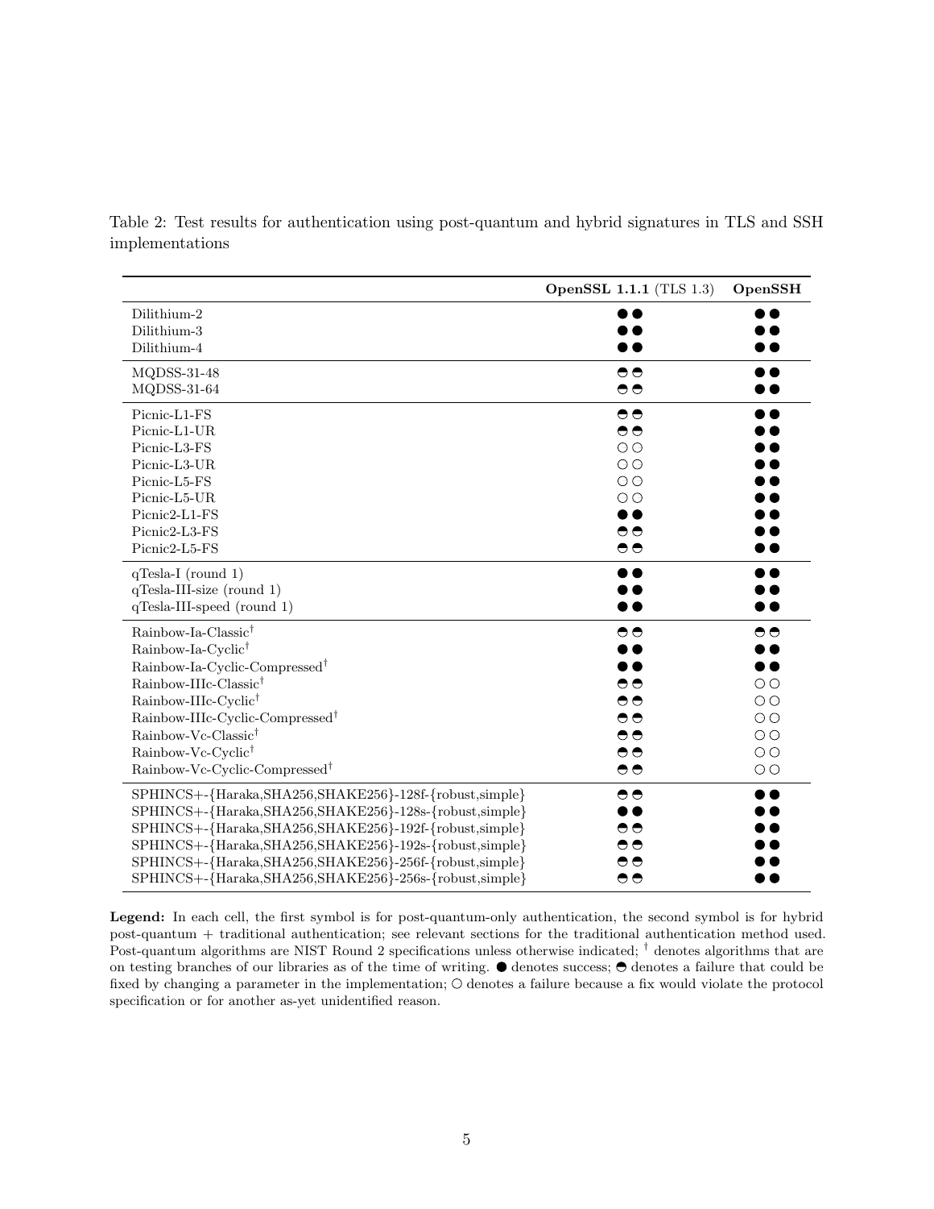Table 2: Test results for authentication using post-quantum and hybrid signatures in TLS and SSH implementations

| | **OpenSSL 1.1.1** (TLS 1.3) | **OpenSSH** |
|---|---|---|
| Dilithium-2 | ● ● | ● ● |
| Dilithium-3 | ● ● | ● ● |
| Dilithium-4 | ● ● | ● ● |
| MQDSS-31-48 | ◓ ◓ | ● ● |
| MQDSS-31-64 | ◓ ◓ | ● ● |
| Picnic-L1-FS | ◓ ◓ | ● ● |
| Picnic-L1-UR | ◓ ◓ | ● ● |
| Picnic-L3-FS | ○ ○ | ● ● |
| Picnic-L3-UR | ○ ○ | ● ● |
| Picnic-L5-FS | ○ ○ | ● ● |
| Picnic-L5-UR | ○ ○ | ● ● |
| Picnic2-L1-FS | ● ● | ● ● |
| Picnic2-L3-FS | ◓ ◓ | ● ● |
| Picnic2-L5-FS | ◓ ◓ | ● ● |
| qTesla-I (round 1) | ● ● | ● ● |
| qTesla-III-size (round 1) | ● ● | ● ● |
| qTesla-III-speed (round 1) | ● ● | ● ● |
| Rainbow-Ia-Classic† | ◓ ◓ | ◓ ◓ |
| Rainbow-Ia-Cyclic† | ● ● | ● ● |
| Rainbow-Ia-Cyclic-Compressed† | ● ● | ● ● |
| Rainbow-IIIc-Classic† | ◓ ◓ | ○ ○ |
| Rainbow-IIIc-Cyclic† | ◓ ◓ | ○ ○ |
| Rainbow-IIIc-Cyclic-Compressed† | ◓ ◓ | ○ ○ |
| Rainbow-Vc-Classic† | ◓ ◓ | ○ ○ |
| Rainbow-Vc-Cyclic† | ◓ ◓ | ○ ○ |
| Rainbow-Vc-Cyclic-Compressed† | ◓ ◓ | ○ ○ |
| SPHINCS+-{Haraka,SHA256,SHAKE256}-128f-{robust,simple} | ◓ ◓ | ● ● |
| SPHINCS+-{Haraka,SHA256,SHAKE256}-128s-{robust,simple} | ● ● | ● ● |
| SPHINCS+-{Haraka,SHA256,SHAKE256}-192f-{robust,simple} | ◓ ◓ | ● ● |
| SPHINCS+-{Haraka,SHA256,SHAKE256}-192s-{robust,simple} | ◓ ◓ | ● ● |
| SPHINCS+-{Haraka,SHA256,SHAKE256}-256f-{robust,simple} | ◓ ◓ | ● ● |
| SPHINCS+-{Haraka,SHA256,SHAKE256}-256s-{robust,simple} | ◓ ◓ | ● ● |

**Legend:** In each cell, the first symbol is for post-quantum-only authentication, the second symbol is for hybrid post-quantum + traditional authentication; see relevant sections for the traditional authentication method used. Post-quantum algorithms are NIST Round 2 specifications unless otherwise indicated; † denotes algorithms that are on testing branches of our libraries as of the time of writing. ● denotes success; ◓ denotes a failure that could be fixed by changing a parameter in the implementation; ○ denotes a failure because a fix would violate the protocol specification or for another as-yet unidentified reason.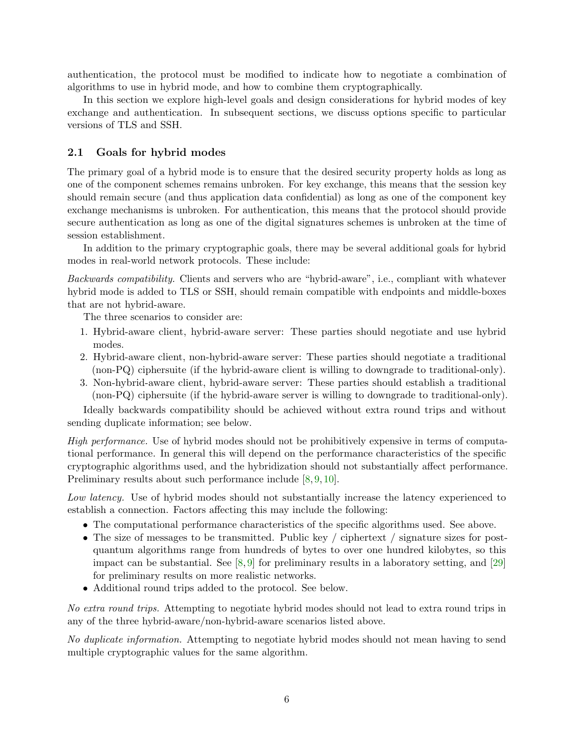authentication, the protocol must be modified to indicate how to negotiate a combination of algorithms to use in hybrid mode, and how to combine them cryptographically.

In this section we explore high-level goals and design considerations for hybrid modes of key exchange and authentication. In subsequent sections, we discuss options specific to particular versions of TLS and SSH.

## 2.1 Goals for hybrid modes

The primary goal of a hybrid mode is to ensure that the desired security property holds as long as one of the component schemes remains unbroken. For key exchange, this means that the session key should remain secure (and thus application data confidential) as long as one of the component key exchange mechanisms is unbroken. For authentication, this means that the protocol should provide secure authentication as long as one of the digital signatures schemes is unbroken at the time of session establishment.

In addition to the primary cryptographic goals, there may be several additional goals for hybrid modes in real-world network protocols. These include:

*Backwards compatibility.* Clients and servers who are "hybrid-aware", i.e., compliant with whatever hybrid mode is added to TLS or SSH, should remain compatible with endpoints and middle-boxes that are not hybrid-aware.

The three scenarios to consider are:

1. Hybrid-aware client, hybrid-aware server: These parties should negotiate and use hybrid modes.
2. Hybrid-aware client, non-hybrid-aware server: These parties should negotiate a traditional (non-PQ) ciphersuite (if the hybrid-aware client is willing to downgrade to traditional-only).
3. Non-hybrid-aware client, hybrid-aware server: These parties should establish a traditional (non-PQ) ciphersuite (if the hybrid-aware server is willing to downgrade to traditional-only).

Ideally backwards compatibility should be achieved without extra round trips and without sending duplicate information; see below.

*High performance.* Use of hybrid modes should not be prohibitively expensive in terms of computational performance. In general this will depend on the performance characteristics of the specific cryptographic algorithms used, and the hybridization should not substantially affect performance. Preliminary results about such performance include [8, 9, 10].

*Low latency.* Use of hybrid modes should not substantially increase the latency experienced to establish a connection. Factors affecting this may include the following:

- The computational performance characteristics of the specific algorithms used. See above.
- The size of messages to be transmitted. Public key / ciphertext / signature sizes for post-quantum algorithms range from hundreds of bytes to over one hundred kilobytes, so this impact can be substantial. See [8, 9] for preliminary results in a laboratory setting, and [29] for preliminary results on more realistic networks.
- Additional round trips added to the protocol. See below.

*No extra round trips.* Attempting to negotiate hybrid modes should not lead to extra round trips in any of the three hybrid-aware/non-hybrid-aware scenarios listed above.

*No duplicate information.* Attempting to negotiate hybrid modes should not mean having to send multiple cryptographic values for the same algorithm.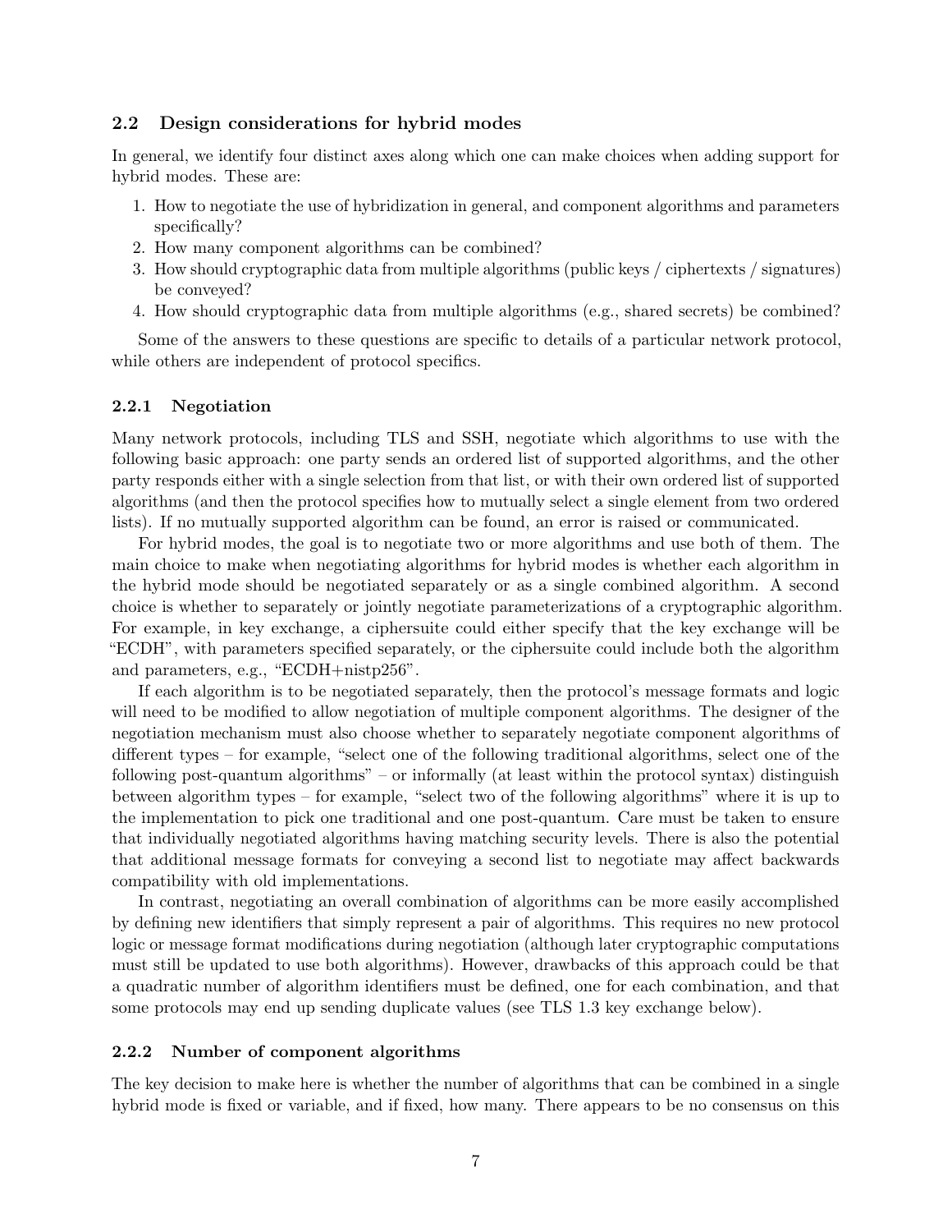### 2.2 Design considerations for hybrid modes

In general, we identify four distinct axes along which one can make choices when adding support for hybrid modes. These are:

1. How to negotiate the use of hybridization in general, and component algorithms and parameters specifically?
2. How many component algorithms can be combined?
3. How should cryptographic data from multiple algorithms (public keys / ciphertexts / signatures) be conveyed?
4. How should cryptographic data from multiple algorithms (e.g., shared secrets) be combined?

Some of the answers to these questions are specific to details of a particular network protocol, while others are independent of protocol specifics.

#### 2.2.1 Negotiation

Many network protocols, including TLS and SSH, negotiate which algorithms to use with the following basic approach: one party sends an ordered list of supported algorithms, and the other party responds either with a single selection from that list, or with their own ordered list of supported algorithms (and then the protocol specifies how to mutually select a single element from two ordered lists). If no mutually supported algorithm can be found, an error is raised or communicated.

For hybrid modes, the goal is to negotiate two or more algorithms and use both of them. The main choice to make when negotiating algorithms for hybrid modes is whether each algorithm in the hybrid mode should be negotiated separately or as a single combined algorithm. A second choice is whether to separately or jointly negotiate parameterizations of a cryptographic algorithm. For example, in key exchange, a ciphersuite could either specify that the key exchange will be "ECDH", with parameters specified separately, or the ciphersuite could include both the algorithm and parameters, e.g., "ECDH+nistp256".

If each algorithm is to be negotiated separately, then the protocol's message formats and logic will need to be modified to allow negotiation of multiple component algorithms. The designer of the negotiation mechanism must also choose whether to separately negotiate component algorithms of different types – for example, "select one of the following traditional algorithms, select one of the following post-quantum algorithms" – or informally (at least within the protocol syntax) distinguish between algorithm types – for example, "select two of the following algorithms" where it is up to the implementation to pick one traditional and one post-quantum. Care must be taken to ensure that individually negotiated algorithms having matching security levels. There is also the potential that additional message formats for conveying a second list to negotiate may affect backwards compatibility with old implementations.

In contrast, negotiating an overall combination of algorithms can be more easily accomplished by defining new identifiers that simply represent a pair of algorithms. This requires no new protocol logic or message format modifications during negotiation (although later cryptographic computations must still be updated to use both algorithms). However, drawbacks of this approach could be that a quadratic number of algorithm identifiers must be defined, one for each combination, and that some protocols may end up sending duplicate values (see TLS 1.3 key exchange below).

#### 2.2.2 Number of component algorithms

The key decision to make here is whether the number of algorithms that can be combined in a single hybrid mode is fixed or variable, and if fixed, how many. There appears to be no consensus on this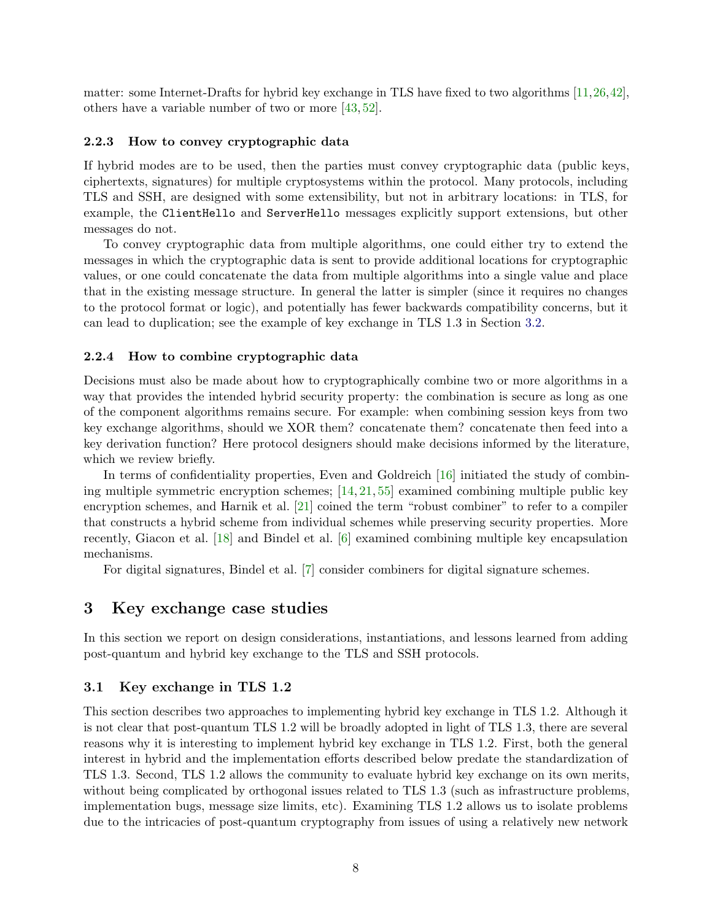matter: some Internet-Drafts for hybrid key exchange in TLS have fixed to two algorithms [11,26,42], others have a variable number of two or more [43,52].

#### 2.2.3 How to convey cryptographic data

If hybrid modes are to be used, then the parties must convey cryptographic data (public keys, ciphertexts, signatures) for multiple cryptosystems within the protocol. Many protocols, including TLS and SSH, are designed with some extensibility, but not in arbitrary locations: in TLS, for example, the `ClientHello` and `ServerHello` messages explicitly support extensions, but other messages do not.

To convey cryptographic data from multiple algorithms, one could either try to extend the messages in which the cryptographic data is sent to provide additional locations for cryptographic values, or one could concatenate the data from multiple algorithms into a single value and place that in the existing message structure. In general the latter is simpler (since it requires no changes to the protocol format or logic), and potentially has fewer backwards compatibility concerns, but it can lead to duplication; see the example of key exchange in TLS 1.3 in Section 3.2.

#### 2.2.4 How to combine cryptographic data

Decisions must also be made about how to cryptographically combine two or more algorithms in a way that provides the intended hybrid security property: the combination is secure as long as one of the component algorithms remains secure. For example: when combining session keys from two key exchange algorithms, should we XOR them? concatenate them? concatenate then feed into a key derivation function? Here protocol designers should make decisions informed by the literature, which we review briefly.

In terms of confidentiality properties, Even and Goldreich [16] initiated the study of combining multiple symmetric encryption schemes; [14,21,55] examined combining multiple public key encryption schemes, and Harnik et al. [21] coined the term "robust combiner" to refer to a compiler that constructs a hybrid scheme from individual schemes while preserving security properties. More recently, Giacon et al. [18] and Bindel et al. [6] examined combining multiple key encapsulation mechanisms.

For digital signatures, Bindel et al. [7] consider combiners for digital signature schemes.

## 3 Key exchange case studies

In this section we report on design considerations, instantiations, and lessons learned from adding post-quantum and hybrid key exchange to the TLS and SSH protocols.

### 3.1 Key exchange in TLS 1.2

This section describes two approaches to implementing hybrid key exchange in TLS 1.2. Although it is not clear that post-quantum TLS 1.2 will be broadly adopted in light of TLS 1.3, there are several reasons why it is interesting to implement hybrid key exchange in TLS 1.2. First, both the general interest in hybrid and the implementation efforts described below predate the standardization of TLS 1.3. Second, TLS 1.2 allows the community to evaluate hybrid key exchange on its own merits, without being complicated by orthogonal issues related to TLS 1.3 (such as infrastructure problems, implementation bugs, message size limits, etc). Examining TLS 1.2 allows us to isolate problems due to the intricacies of post-quantum cryptography from issues of using a relatively new network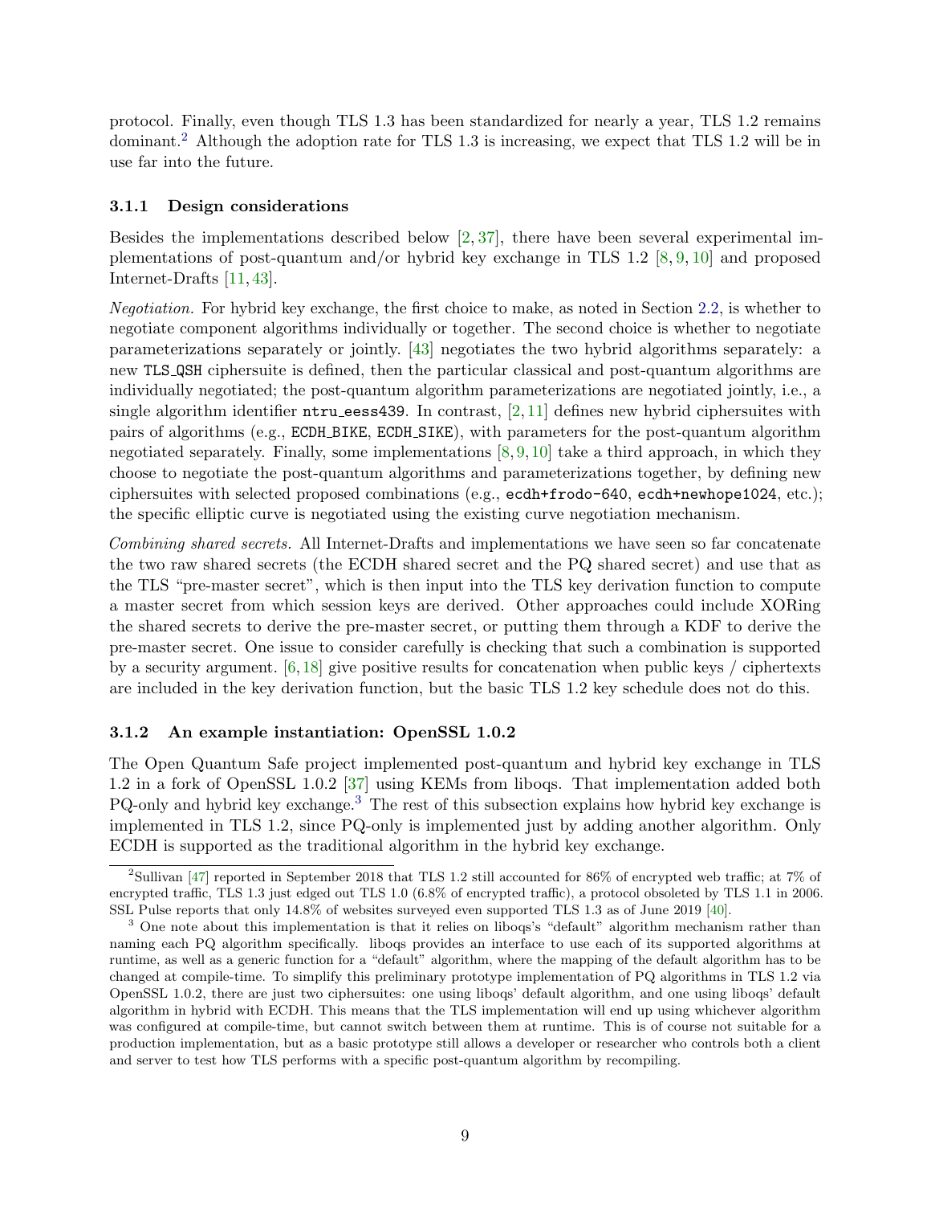protocol. Finally, even though TLS 1.3 has been standardized for nearly a year, TLS 1.2 remains dominant.[2] Although the adoption rate for TLS 1.3 is increasing, we expect that TLS 1.2 will be in use far into the future.

### 3.1.1 Design considerations

Besides the implementations described below [2, 37], there have been several experimental implementations of post-quantum and/or hybrid key exchange in TLS 1.2 [8, 9, 10] and proposed Internet-Drafts [11, 43].

*Negotiation.* For hybrid key exchange, the first choice to make, as noted in Section 2.2, is whether to negotiate component algorithms individually or together. The second choice is whether to negotiate parameterizations separately or jointly. [43] negotiates the two hybrid algorithms separately: a new `TLS_QSH` ciphersuite is defined, then the particular classical and post-quantum algorithms are individually negotiated; the post-quantum algorithm parameterizations are negotiated jointly, i.e., a single algorithm identifier `ntru_eess439`. In contrast, [2, 11] defines new hybrid ciphersuites with pairs of algorithms (e.g., `ECDH_BIKE`, `ECDH_SIKE`), with parameters for the post-quantum algorithm negotiated separately. Finally, some implementations [8, 9, 10] take a third approach, in which they choose to negotiate the post-quantum algorithms and parameterizations together, by defining new ciphersuites with selected proposed combinations (e.g., `ecdh+frodo-640`, `ecdh+newhope1024`, etc.); the specific elliptic curve is negotiated using the existing curve negotiation mechanism.

*Combining shared secrets.* All Internet-Drafts and implementations we have seen so far concatenate the two raw shared secrets (the ECDH shared secret and the PQ shared secret) and use that as the TLS "pre-master secret", which is then input into the TLS key derivation function to compute a master secret from which session keys are derived. Other approaches could include XORing the shared secrets to derive the pre-master secret, or putting them through a KDF to derive the pre-master secret. One issue to consider carefully is checking that such a combination is supported by a security argument. [6, 18] give positive results for concatenation when public keys / ciphertexts are included in the key derivation function, but the basic TLS 1.2 key schedule does not do this.

### 3.1.2 An example instantiation: OpenSSL 1.0.2

The Open Quantum Safe project implemented post-quantum and hybrid key exchange in TLS 1.2 in a fork of OpenSSL 1.0.2 [37] using KEMs from liboqs. That implementation added both PQ-only and hybrid key exchange.[3] The rest of this subsection explains how hybrid key exchange is implemented in TLS 1.2, since PQ-only is implemented just by adding another algorithm. Only ECDH is supported as the traditional algorithm in the hybrid key exchange.

---

[2] Sullivan [47] reported in September 2018 that TLS 1.2 still accounted for 86% of encrypted web traffic; at 7% of encrypted traffic, TLS 1.3 just edged out TLS 1.0 (6.8% of encrypted traffic), a protocol obsoleted by TLS 1.1 in 2006. SSL Pulse reports that only 14.8% of websites surveyed even supported TLS 1.3 as of June 2019 [40].

[3] One note about this implementation is that it relies on liboqs's "default" algorithm mechanism rather than naming each PQ algorithm specifically. liboqs provides an interface to use each of its supported algorithms at runtime, as well as a generic function for a "default" algorithm, where the mapping of the default algorithm has to be changed at compile-time. To simplify this preliminary prototype implementation of PQ algorithms in TLS 1.2 via OpenSSL 1.0.2, there are just two ciphersuites: one using liboqs' default algorithm, and one using liboqs' default algorithm in hybrid with ECDH. This means that the TLS implementation will end up using whichever algorithm was configured at compile-time, but cannot switch between them at runtime. This is of course not suitable for a production implementation, but as a basic prototype still allows a developer or researcher who controls both a client and server to test how TLS performs with a specific post-quantum algorithm by recompiling.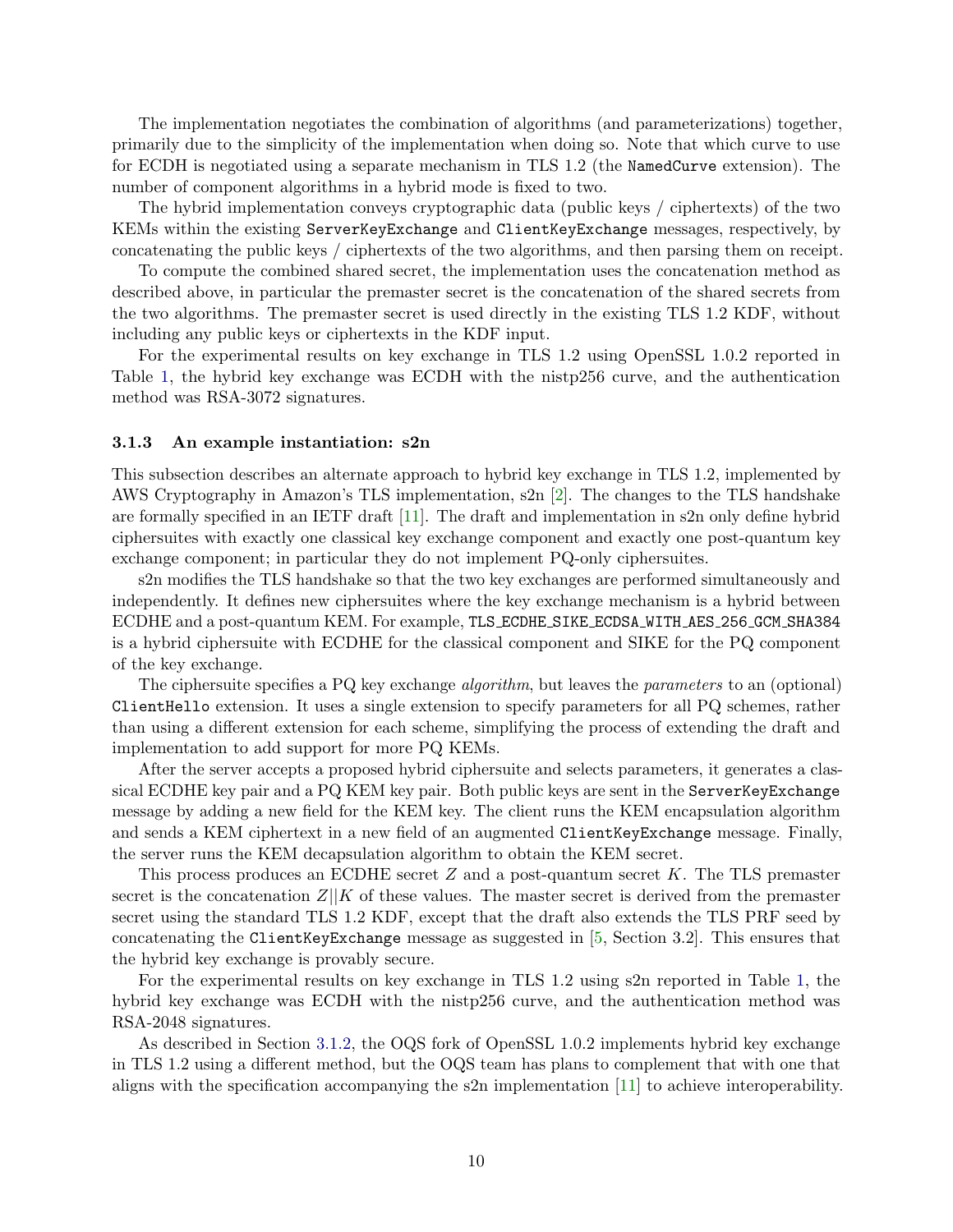The implementation negotiates the combination of algorithms (and parameterizations) together, primarily due to the simplicity of the implementation when doing so. Note that which curve to use for ECDH is negotiated using a separate mechanism in TLS 1.2 (the NamedCurve extension). The number of component algorithms in a hybrid mode is fixed to two.

The hybrid implementation conveys cryptographic data (public keys / ciphertexts) of the two KEMs within the existing ServerKeyExchange and ClientKeyExchange messages, respectively, by concatenating the public keys / ciphertexts of the two algorithms, and then parsing them on receipt.

To compute the combined shared secret, the implementation uses the concatenation method as described above, in particular the premaster secret is the concatenation of the shared secrets from the two algorithms. The premaster secret is used directly in the existing TLS 1.2 KDF, without including any public keys or ciphertexts in the KDF input.

For the experimental results on key exchange in TLS 1.2 using OpenSSL 1.0.2 reported in Table 1, the hybrid key exchange was ECDH with the nistp256 curve, and the authentication method was RSA-3072 signatures.

### 3.1.3 An example instantiation: s2n

This subsection describes an alternate approach to hybrid key exchange in TLS 1.2, implemented by AWS Cryptography in Amazon's TLS implementation, s2n [2]. The changes to the TLS handshake are formally specified in an IETF draft [11]. The draft and implementation in s2n only define hybrid ciphersuites with exactly one classical key exchange component and exactly one post-quantum key exchange component; in particular they do not implement PQ-only ciphersuites.

s2n modifies the TLS handshake so that the two key exchanges are performed simultaneously and independently. It defines new ciphersuites where the key exchange mechanism is a hybrid between ECDHE and a post-quantum KEM. For example, TLS_ECDHE_SIKE_ECDSA_WITH_AES_256_GCM_SHA384 is a hybrid ciphersuite with ECDHE for the classical component and SIKE for the PQ component of the key exchange.

The ciphersuite specifies a PQ key exchange *algorithm*, but leaves the *parameters* to an (optional) ClientHello extension. It uses a single extension to specify parameters for all PQ schemes, rather than using a different extension for each scheme, simplifying the process of extending the draft and implementation to add support for more PQ KEMs.

After the server accepts a proposed hybrid ciphersuite and selects parameters, it generates a classical ECDHE key pair and a PQ KEM key pair. Both public keys are sent in the ServerKeyExchange message by adding a new field for the KEM key. The client runs the KEM encapsulation algorithm and sends a KEM ciphertext in a new field of an augmented ClientKeyExchange message. Finally, the server runs the KEM decapsulation algorithm to obtain the KEM secret.

This process produces an ECDHE secret $Z$ and a post-quantum secret $K$. The TLS premaster secret is the concatenation $Z||K$ of these values. The master secret is derived from the premaster secret using the standard TLS 1.2 KDF, except that the draft also extends the TLS PRF seed by concatenating the ClientKeyExchange message as suggested in [5, Section 3.2]. This ensures that the hybrid key exchange is provably secure.

For the experimental results on key exchange in TLS 1.2 using s2n reported in Table 1, the hybrid key exchange was ECDH with the nistp256 curve, and the authentication method was RSA-2048 signatures.

As described in Section 3.1.2, the OQS fork of OpenSSL 1.0.2 implements hybrid key exchange in TLS 1.2 using a different method, but the OQS team has plans to complement that with one that aligns with the specification accompanying the s2n implementation [11] to achieve interoperability.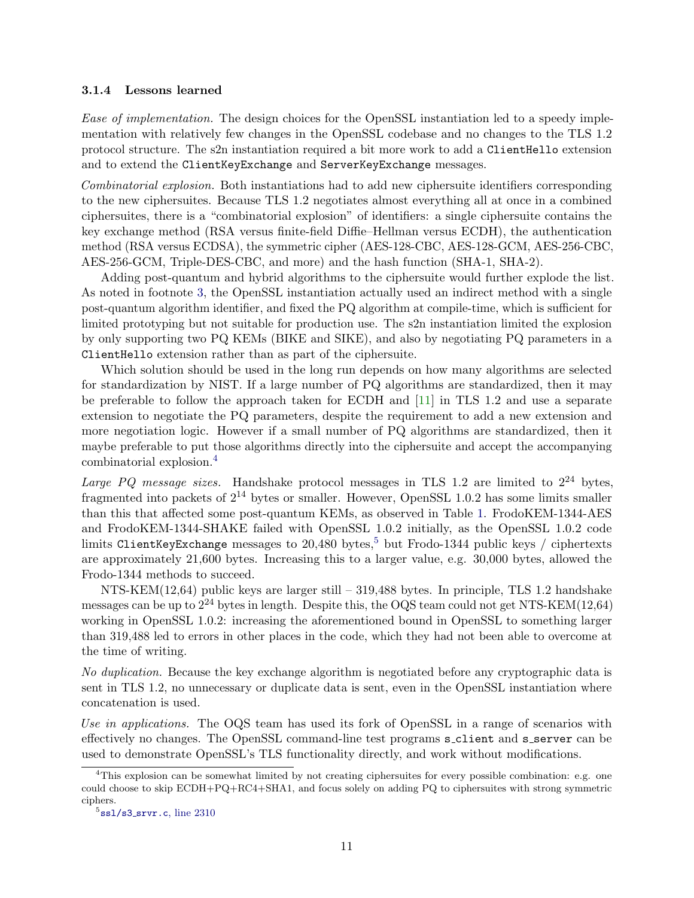### 3.1.4 Lessons learned

*Ease of implementation.* The design choices for the OpenSSL instantiation led to a speedy implementation with relatively few changes in the OpenSSL codebase and no changes to the TLS 1.2 protocol structure. The s2n instantiation required a bit more work to add a `ClientHello` extension and to extend the `ClientKeyExchange` and `ServerKeyExchange` messages.

*Combinatorial explosion.* Both instantiations had to add new ciphersuite identifiers corresponding to the new ciphersuites. Because TLS 1.2 negotiates almost everything all at once in a combined ciphersuites, there is a "combinatorial explosion" of identifiers: a single ciphersuite contains the key exchange method (RSA versus finite-field Diffie–Hellman versus ECDH), the authentication method (RSA versus ECDSA), the symmetric cipher (AES-128-CBC, AES-128-GCM, AES-256-CBC, AES-256-GCM, Triple-DES-CBC, and more) and the hash function (SHA-1, SHA-2).

Adding post-quantum and hybrid algorithms to the ciphersuite would further explode the list. As noted in footnote 3, the OpenSSL instantiation actually used an indirect method with a single post-quantum algorithm identifier, and fixed the PQ algorithm at compile-time, which is sufficient for limited prototyping but not suitable for production use. The s2n instantiation limited the explosion by only supporting two PQ KEMs (BIKE and SIKE), and also by negotiating PQ parameters in a `ClientHello` extension rather than as part of the ciphersuite.

Which solution should be used in the long run depends on how many algorithms are selected for standardization by NIST. If a large number of PQ algorithms are standardized, then it may be preferable to follow the approach taken for ECDH and [11] in TLS 1.2 and use a separate extension to negotiate the PQ parameters, despite the requirement to add a new extension and more negotiation logic. However if a small number of PQ algorithms are standardized, then it maybe preferable to put those algorithms directly into the ciphersuite and accept the accompanying combinatorial explosion.[4]

*Large PQ message sizes.* Handshake protocol messages in TLS 1.2 are limited to $2^{24}$ bytes, fragmented into packets of $2^{14}$ bytes or smaller. However, OpenSSL 1.0.2 has some limits smaller than this that affected some post-quantum KEMs, as observed in Table 1. FrodoKEM-1344-AES and FrodoKEM-1344-SHAKE failed with OpenSSL 1.0.2 initially, as the OpenSSL 1.0.2 code limits `ClientKeyExchange` messages to 20,480 bytes,[5] but Frodo-1344 public keys / ciphertexts are approximately 21,600 bytes. Increasing this to a larger value, e.g. 30,000 bytes, allowed the Frodo-1344 methods to succeed.

NTS-KEM(12,64) public keys are larger still – 319,488 bytes. In principle, TLS 1.2 handshake messages can be up to $2^{24}$ bytes in length. Despite this, the OQS team could not get NTS-KEM(12,64) working in OpenSSL 1.0.2: increasing the aforementioned bound in OpenSSL to something larger than 319,488 led to errors in other places in the code, which they had not been able to overcome at the time of writing.

*No duplication.* Because the key exchange algorithm is negotiated before any cryptographic data is sent in TLS 1.2, no unnecessary or duplicate data is sent, even in the OpenSSL instantiation where concatenation is used.

*Use in applications.* The OQS team has used its fork of OpenSSL in a range of scenarios with effectively no changes. The OpenSSL command-line test programs `s_client` and `s_server` can be used to demonstrate OpenSSL's TLS functionality directly, and work without modifications.

---

[4] This explosion can be somewhat limited by not creating ciphersuites for every possible combination: e.g. one could choose to skip ECDH+PQ+RC4+SHA1, and focus solely on adding PQ to ciphersuites with strong symmetric ciphers.

[5] `ssl/s3_srvr.c`, line 2310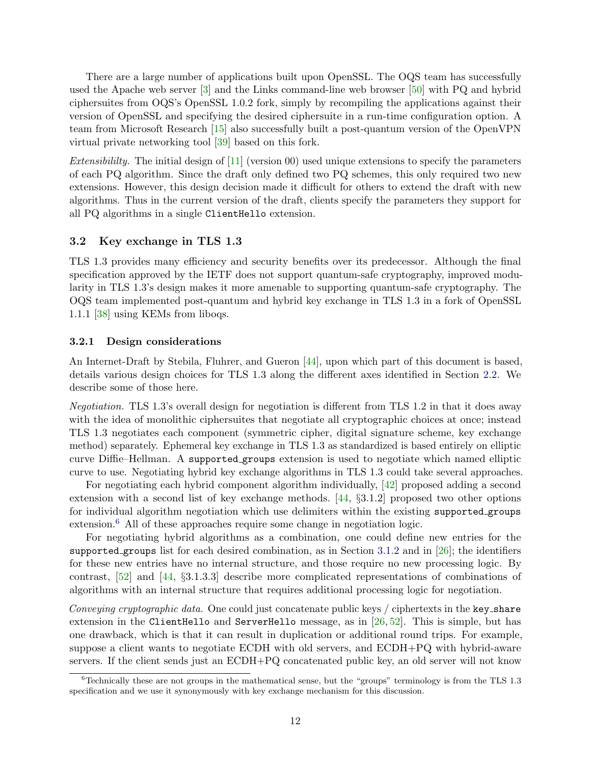There are a large number of applications built upon OpenSSL. The OQS team has successfully used the Apache web server [3] and the Links command-line web browser [50] with PQ and hybrid ciphersuites from OQS's OpenSSL 1.0.2 fork, simply by recompiling the applications against their version of OpenSSL and specifying the desired ciphersuite in a run-time configuration option. A team from Microsoft Research [15] also successfully built a post-quantum version of the OpenVPN virtual private networking tool [39] based on this fork.

*Extensibililty.* The initial design of [11] (version 00) used unique extensions to specify the parameters of each PQ algorithm. Since the draft only defined two PQ schemes, this only required two new extensions. However, this design decision made it difficult for others to extend the draft with new algorithms. Thus in the current version of the draft, clients specify the parameters they support for all PQ algorithms in a single `ClientHello` extension.

### 3.2 Key exchange in TLS 1.3

TLS 1.3 provides many efficiency and security benefits over its predecessor. Although the final specification approved by the IETF does not support quantum-safe cryptography, improved modularity in TLS 1.3's design makes it more amenable to supporting quantum-safe cryptography. The OQS team implemented post-quantum and hybrid key exchange in TLS 1.3 in a fork of OpenSSL 1.1.1 [38] using KEMs from liboqs.

#### 3.2.1 Design considerations

An Internet-Draft by Stebila, Fluhrer, and Gueron [44], upon which part of this document is based, details various design choices for TLS 1.3 along the different axes identified in Section 2.2. We describe some of those here.

*Negotiation.* TLS 1.3's overall design for negotiation is different from TLS 1.2 in that it does away with the idea of monolithic ciphersuites that negotiate all cryptographic choices at once; instead TLS 1.3 negotiates each component (symmetric cipher, digital signature scheme, key exchange method) separately. Ephemeral key exchange in TLS 1.3 as standardized is based entirely on elliptic curve Diffie–Hellman. A `supported_groups` extension is used to negotiate which named elliptic curve to use. Negotiating hybrid key exchange algorithms in TLS 1.3 could take several approaches.

For negotiating each hybrid component algorithm individually, [42] proposed adding a second extension with a second list of key exchange methods. [44, §3.1.2] proposed two other options for individual algorithm negotiation which use delimiters within the existing `supported_groups` extension.[6] All of these approaches require some change in negotiation logic.

For negotiating hybrid algorithms as a combination, one could define new entries for the `supported_groups` list for each desired combination, as in Section 3.1.2 and in [26]; the identifiers for these new entries have no internal structure, and those require no new processing logic. By contrast, [52] and [44, §3.1.3.3] describe more complicated representations of combinations of algorithms with an internal structure that requires additional processing logic for negotiation.

*Conveying cryptographic data.* One could just concatenate public keys / ciphertexts in the `key_share` extension in the `ClientHello` and `ServerHello` message, as in [26, 52]. This is simple, but has one drawback, which is that it can result in duplication or additional round trips. For example, suppose a client wants to negotiate ECDH with old servers, and ECDH+PQ with hybrid-aware servers. If the client sends just an ECDH+PQ concatenated public key, an old server will not know

[6] Technically these are not groups in the mathematical sense, but the "groups" terminology is from the TLS 1.3 specification and we use it synonymously with key exchange mechanism for this discussion.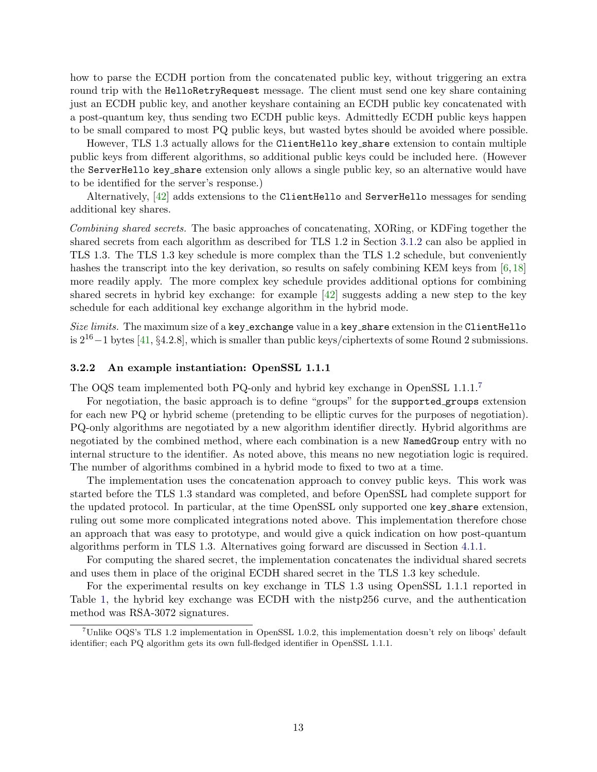how to parse the ECDH portion from the concatenated public key, without triggering an extra round trip with the `HelloRetryRequest` message. The client must send one key share containing just an ECDH public key, and another keyshare containing an ECDH public key concatenated with a post-quantum key, thus sending two ECDH public keys. Admittedly ECDH public keys happen to be small compared to most PQ public keys, but wasted bytes should be avoided where possible.

However, TLS 1.3 actually allows for the `ClientHello` `key_share` extension to contain multiple public keys from different algorithms, so additional public keys could be included here. (However the `ServerHello` `key_share` extension only allows a single public key, so an alternative would have to be identified for the server's response.)

Alternatively, [42] adds extensions to the `ClientHello` and `ServerHello` messages for sending additional key shares.

*Combining shared secrets.* The basic approaches of concatenating, XORing, or KDFing together the shared secrets from each algorithm as described for TLS 1.2 in Section 3.1.2 can also be applied in TLS 1.3. The TLS 1.3 key schedule is more complex than the TLS 1.2 schedule, but conveniently hashes the transcript into the key derivation, so results on safely combining KEM keys from [6,18] more readily apply. The more complex key schedule provides additional options for combining shared secrets in hybrid key exchange: for example [42] suggests adding a new step to the key schedule for each additional key exchange algorithm in the hybrid mode.

*Size limits.* The maximum size of a `key_exchange` value in a `key_share` extension in the `ClientHello` is $2^{16}-1$ bytes [41, §4.2.8], which is smaller than public keys/ciphertexts of some Round 2 submissions.

### 3.2.2 An example instantiation: OpenSSL 1.1.1

The OQS team implemented both PQ-only and hybrid key exchange in OpenSSL 1.1.1.[7]

For negotiation, the basic approach is to define "groups" for the `supported_groups` extension for each new PQ or hybrid scheme (pretending to be elliptic curves for the purposes of negotiation). PQ-only algorithms are negotiated by a new algorithm identifier directly. Hybrid algorithms are negotiated by the combined method, where each combination is a new `NamedGroup` entry with no internal structure to the identifier. As noted above, this means no new negotiation logic is required. The number of algorithms combined in a hybrid mode to fixed to two at a time.

The implementation uses the concatenation approach to convey public keys. This work was started before the TLS 1.3 standard was completed, and before OpenSSL had complete support for the updated protocol. In particular, at the time OpenSSL only supported one `key_share` extension, ruling out some more complicated integrations noted above. This implementation therefore chose an approach that was easy to prototype, and would give a quick indication on how post-quantum algorithms perform in TLS 1.3. Alternatives going forward are discussed in Section 4.1.1.

For computing the shared secret, the implementation concatenates the individual shared secrets and uses them in place of the original ECDH shared secret in the TLS 1.3 key schedule.

For the experimental results on key exchange in TLS 1.3 using OpenSSL 1.1.1 reported in Table 1, the hybrid key exchange was ECDH with the nistp256 curve, and the authentication method was RSA-3072 signatures.

[7] Unlike OQS's TLS 1.2 implementation in OpenSSL 1.0.2, this implementation doesn't rely on liboqs' default identifier; each PQ algorithm gets its own full-fledged identifier in OpenSSL 1.1.1.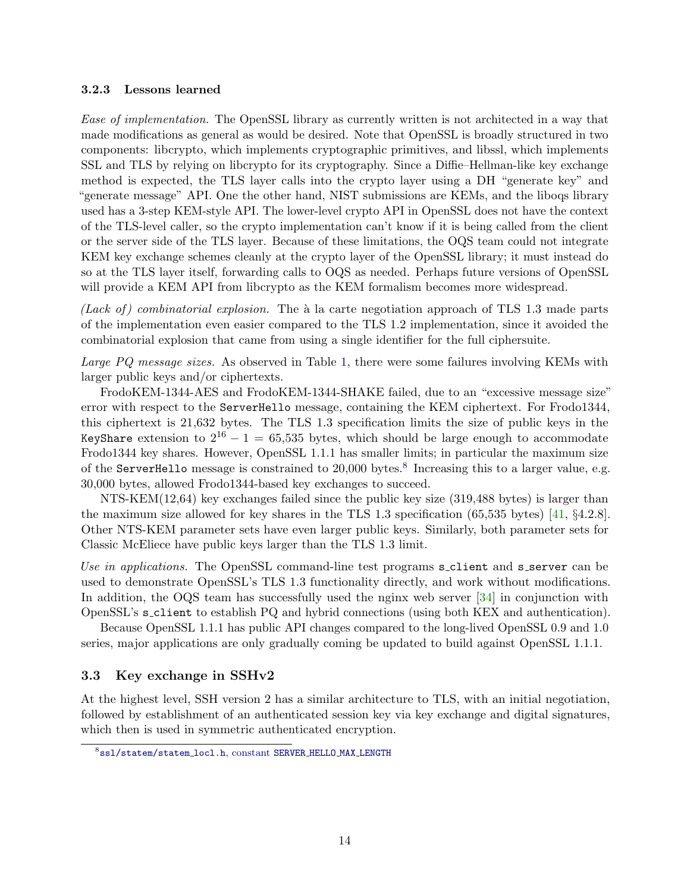### 3.2.3 Lessons learned

*Ease of implementation.* The OpenSSL library as currently written is not architected in a way that made modifications as general as would be desired. Note that OpenSSL is broadly structured in two components: libcrypto, which implements cryptographic primitives, and libssl, which implements SSL and TLS by relying on libcrypto for its cryptography. Since a Diffie–Hellman-like key exchange method is expected, the TLS layer calls into the crypto layer using a DH "generate key" and "generate message" API. One the other hand, NIST submissions are KEMs, and the liboqs library used has a 3-step KEM-style API. The lower-level crypto API in OpenSSL does not have the context of the TLS-level caller, so the crypto implementation can't know if it is being called from the client or the server side of the TLS layer. Because of these limitations, the OQS team could not integrate KEM key exchange schemes cleanly at the crypto layer of the OpenSSL library; it must instead do so at the TLS layer itself, forwarding calls to OQS as needed. Perhaps future versions of OpenSSL will provide a KEM API from libcrypto as the KEM formalism becomes more widespread.

*(Lack of) combinatorial explosion.* The à la carte negotiation approach of TLS 1.3 made parts of the implementation even easier compared to the TLS 1.2 implementation, since it avoided the combinatorial explosion that came from using a single identifier for the full ciphersuite.

*Large PQ message sizes.* As observed in Table 1, there were some failures involving KEMs with larger public keys and/or ciphertexts.

FrodoKEM-1344-AES and FrodoKEM-1344-SHAKE failed, due to an "excessive message size" error with respect to the `ServerHello` message, containing the KEM ciphertext. For Frodo1344, this ciphertext is 21,632 bytes. The TLS 1.3 specification limits the size of public keys in the `KeyShare` extension to $2^{16} - 1 = 65{,}535$ bytes, which should be large enough to accommodate Frodo1344 key shares. However, OpenSSL 1.1.1 has smaller limits; in particular the maximum size of the `ServerHello` message is constrained to 20,000 bytes.[8] Increasing this to a larger value, e.g. 30,000 bytes, allowed Frodo1344-based key exchanges to succeed.

NTS-KEM(12,64) key exchanges failed since the public key size (319,488 bytes) is larger than the maximum size allowed for key shares in the TLS 1.3 specification (65,535 bytes) [41, §4.2.8]. Other NTS-KEM parameter sets have even larger public keys. Similarly, both parameter sets for Classic McEliece have public keys larger than the TLS 1.3 limit.

*Use in applications.* The OpenSSL command-line test programs `s_client` and `s_server` can be used to demonstrate OpenSSL's TLS 1.3 functionality directly, and work without modifications. In addition, the OQS team has successfully used the nginx web server [34] in conjunction with OpenSSL's `s_client` to establish PQ and hybrid connections (using both KEX and authentication).

Because OpenSSL 1.1.1 has public API changes compared to the long-lived OpenSSL 0.9 and 1.0 series, major applications are only gradually coming be updated to build against OpenSSL 1.1.1.

## 3.3 Key exchange in SSHv2

At the highest level, SSH version 2 has a similar architecture to TLS, with an initial negotiation, followed by establishment of an authenticated session key via key exchange and digital signatures, which then is used in symmetric authenticated encryption.

[8] `ssl/statem/statem_locl.h`, constant `SERVER_HELLO_MAX_LENGTH`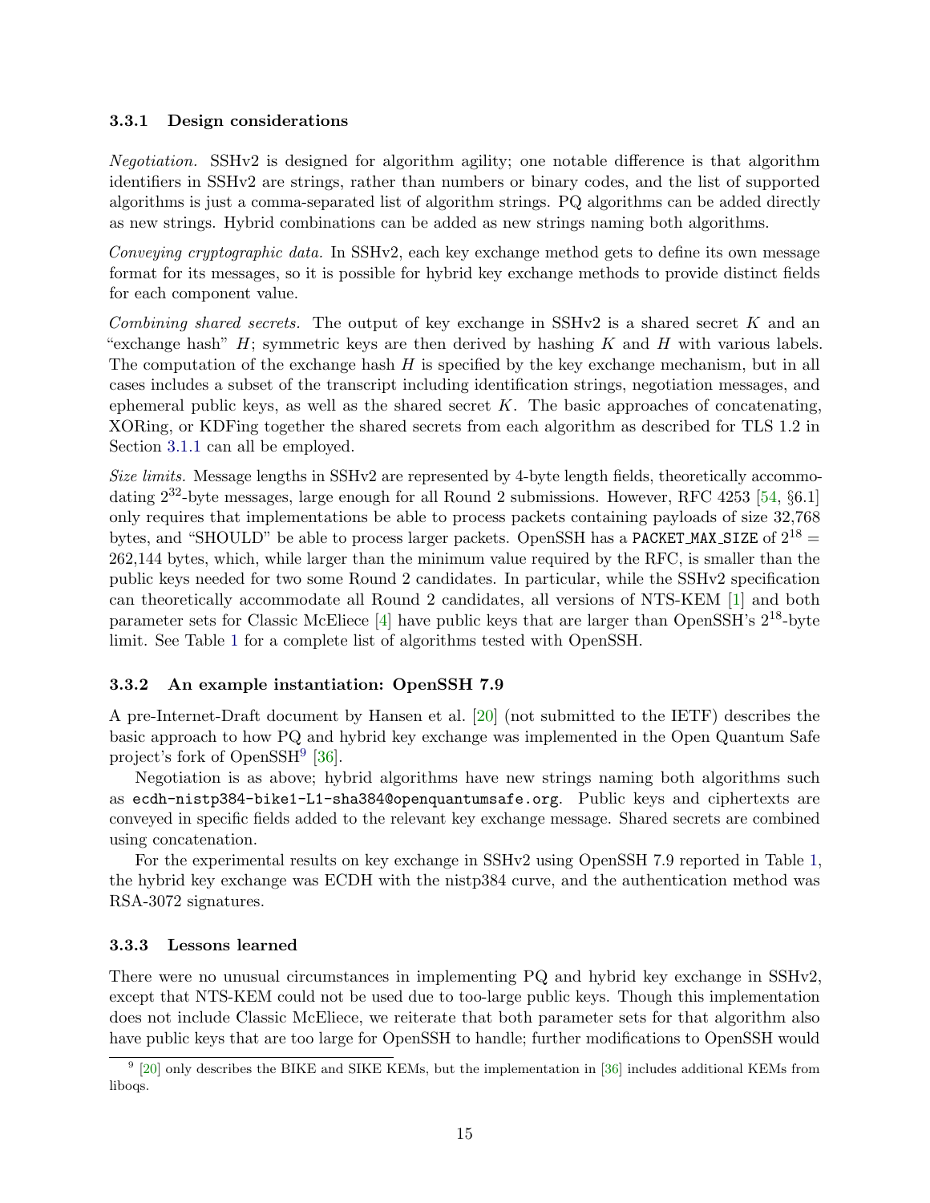### 3.3.1 Design considerations

*Negotiation.* SSHv2 is designed for algorithm agility; one notable difference is that algorithm identifiers in SSHv2 are strings, rather than numbers or binary codes, and the list of supported algorithms is just a comma-separated list of algorithm strings. PQ algorithms can be added directly as new strings. Hybrid combinations can be added as new strings naming both algorithms.

*Conveying cryptographic data.* In SSHv2, each key exchange method gets to define its own message format for its messages, so it is possible for hybrid key exchange methods to provide distinct fields for each component value.

*Combining shared secrets.* The output of key exchange in SSHv2 is a shared secret $K$ and an "exchange hash" $H$; symmetric keys are then derived by hashing $K$ and $H$ with various labels. The computation of the exchange hash $H$ is specified by the key exchange mechanism, but in all cases includes a subset of the transcript including identification strings, negotiation messages, and ephemeral public keys, as well as the shared secret $K$. The basic approaches of concatenating, XORing, or KDFing together the shared secrets from each algorithm as described for TLS 1.2 in Section 3.1.1 can all be employed.

*Size limits.* Message lengths in SSHv2 are represented by 4-byte length fields, theoretically accommodating $2^{32}$-byte messages, large enough for all Round 2 submissions. However, RFC 4253 [54, §6.1] only requires that implementations be able to process packets containing payloads of size 32,768 bytes, and "SHOULD" be able to process larger packets. OpenSSH has a `PACKET_MAX_SIZE` of $2^{18}$ = 262,144 bytes, which, while larger than the minimum value required by the RFC, is smaller than the public keys needed for two some Round 2 candidates. In particular, while the SSHv2 specification can theoretically accommodate all Round 2 candidates, all versions of NTS-KEM [1] and both parameter sets for Classic McEliece [4] have public keys that are larger than OpenSSH's $2^{18}$-byte limit. See Table 1 for a complete list of algorithms tested with OpenSSH.

### 3.3.2 An example instantiation: OpenSSH 7.9

A pre-Internet-Draft document by Hansen et al. [20] (not submitted to the IETF) describes the basic approach to how PQ and hybrid key exchange was implemented in the Open Quantum Safe project's fork of OpenSSH[9] [36].

Negotiation is as above; hybrid algorithms have new strings naming both algorithms such as `ecdh-nistp384-bike1-L1-sha384@openquantumsafe.org`. Public keys and ciphertexts are conveyed in specific fields added to the relevant key exchange message. Shared secrets are combined using concatenation.

For the experimental results on key exchange in SSHv2 using OpenSSH 7.9 reported in Table 1, the hybrid key exchange was ECDH with the nistp384 curve, and the authentication method was RSA-3072 signatures.

### 3.3.3 Lessons learned

There were no unusual circumstances in implementing PQ and hybrid key exchange in SSHv2, except that NTS-KEM could not be used due to too-large public keys. Though this implementation does not include Classic McEliece, we reiterate that both parameter sets for that algorithm also have public keys that are too large for OpenSSH to handle; further modifications to OpenSSH would

[9] [20] only describes the BIKE and SIKE KEMs, but the implementation in [36] includes additional KEMs from liboqs.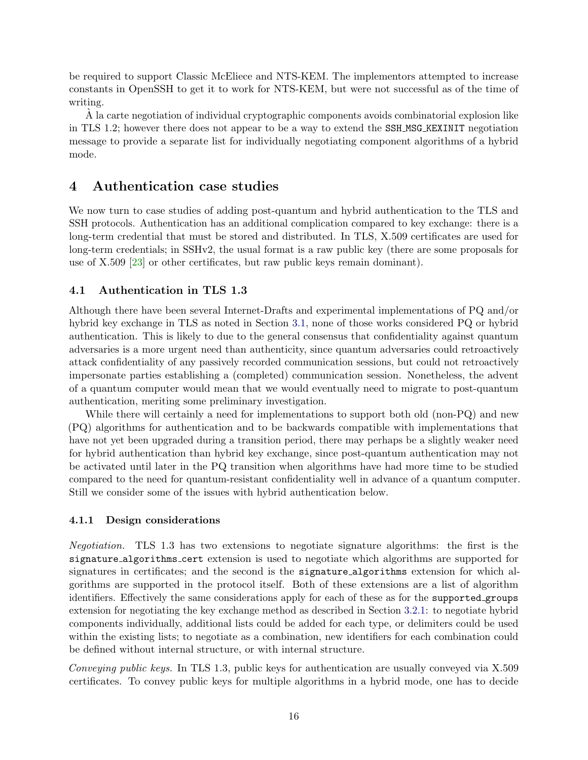be required to support Classic McEliece and NTS-KEM. The implementors attempted to increase constants in OpenSSH to get it to work for NTS-KEM, but were not successful as of the time of writing.

À la carte negotiation of individual cryptographic components avoids combinatorial explosion like in TLS 1.2; however there does not appear to be a way to extend the `SSH_MSG_KEXINIT` negotiation message to provide a separate list for individually negotiating component algorithms of a hybrid mode.

# 4 Authentication case studies

We now turn to case studies of adding post-quantum and hybrid authentication to the TLS and SSH protocols. Authentication has an additional complication compared to key exchange: there is a long-term credential that must be stored and distributed. In TLS, X.509 certificates are used for long-term credentials; in SSHv2, the usual format is a raw public key (there are some proposals for use of X.509 [23] or other certificates, but raw public keys remain dominant).

## 4.1 Authentication in TLS 1.3

Although there have been several Internet-Drafts and experimental implementations of PQ and/or hybrid key exchange in TLS as noted in Section 3.1, none of those works considered PQ or hybrid authentication. This is likely to due to the general consensus that confidentiality against quantum adversaries is a more urgent need than authenticity, since quantum adversaries could retroactively attack confidentiality of any passively recorded communication sessions, but could not retroactively impersonate parties establishing a (completed) communication session. Nonetheless, the advent of a quantum computer would mean that we would eventually need to migrate to post-quantum authentication, meriting some preliminary investigation.

While there will certainly a need for implementations to support both old (non-PQ) and new (PQ) algorithms for authentication and to be backwards compatible with implementations that have not yet been upgraded during a transition period, there may perhaps be a slightly weaker need for hybrid authentication than hybrid key exchange, since post-quantum authentication may not be activated until later in the PQ transition when algorithms have had more time to be studied compared to the need for quantum-resistant confidentiality well in advance of a quantum computer. Still we consider some of the issues with hybrid authentication below.

### 4.1.1 Design considerations

*Negotiation.* TLS 1.3 has two extensions to negotiate signature algorithms: the first is the `signature_algorithms_cert` extension is used to negotiate which algorithms are supported for signatures in certificates; and the second is the `signature_algorithms` extension for which algorithms are supported in the protocol itself. Both of these extensions are a list of algorithm identifiers. Effectively the same considerations apply for each of these as for the `supported_groups` extension for negotiating the key exchange method as described in Section 3.2.1: to negotiate hybrid components individually, additional lists could be added for each type, or delimiters could be used within the existing lists; to negotiate as a combination, new identifiers for each combination could be defined without internal structure, or with internal structure.

*Conveying public keys.* In TLS 1.3, public keys for authentication are usually conveyed via X.509 certificates. To convey public keys for multiple algorithms in a hybrid mode, one has to decide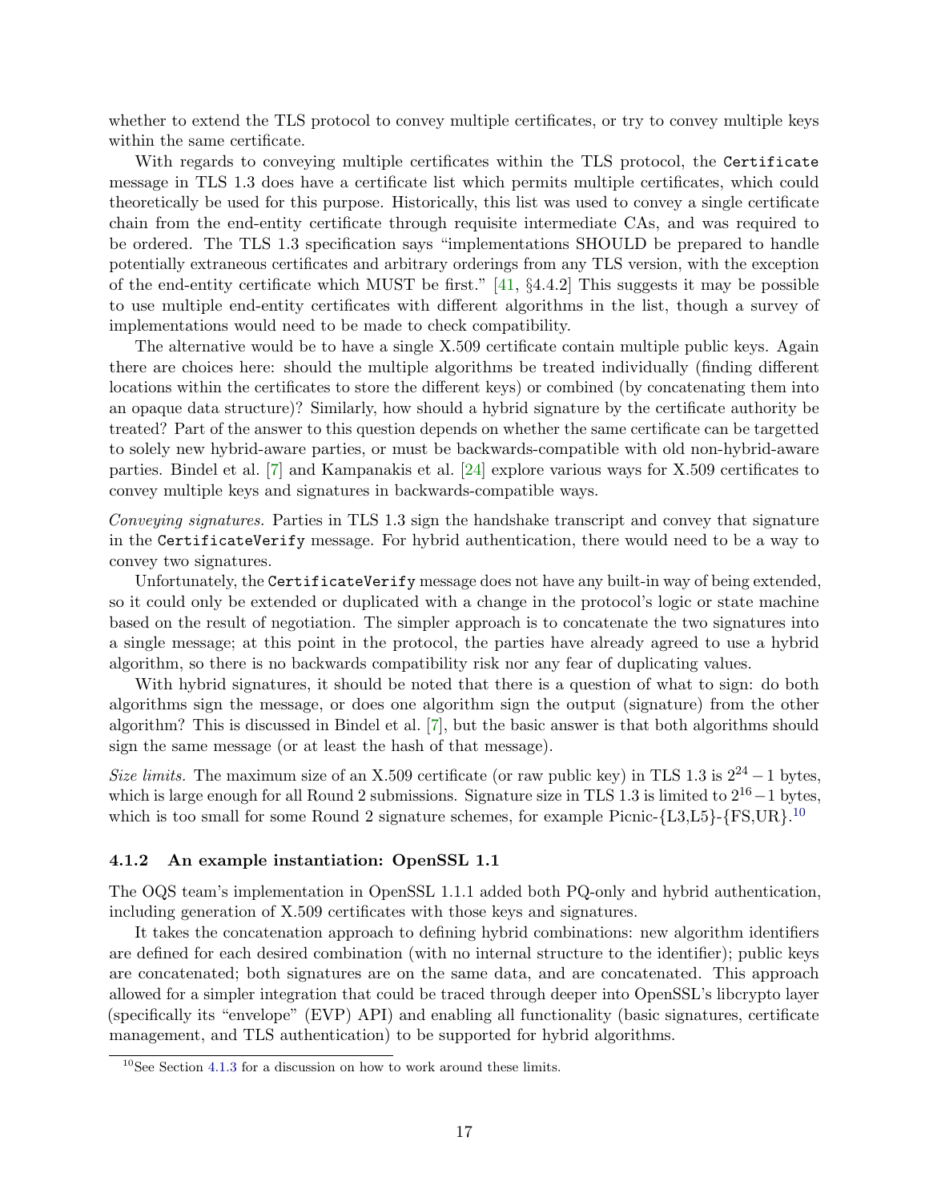whether to extend the TLS protocol to convey multiple certificates, or try to convey multiple keys within the same certificate.

With regards to conveying multiple certificates within the TLS protocol, the `Certificate` message in TLS 1.3 does have a certificate list which permits multiple certificates, which could theoretically be used for this purpose. Historically, this list was used to convey a single certificate chain from the end-entity certificate through requisite intermediate CAs, and was required to be ordered. The TLS 1.3 specification says "implementations SHOULD be prepared to handle potentially extraneous certificates and arbitrary orderings from any TLS version, with the exception of the end-entity certificate which MUST be first." [41, §4.4.2] This suggests it may be possible to use multiple end-entity certificates with different algorithms in the list, though a survey of implementations would need to be made to check compatibility.

The alternative would be to have a single X.509 certificate contain multiple public keys. Again there are choices here: should the multiple algorithms be treated individually (finding different locations within the certificates to store the different keys) or combined (by concatenating them into an opaque data structure)? Similarly, how should a hybrid signature by the certificate authority be treated? Part of the answer to this question depends on whether the same certificate can be targetted to solely new hybrid-aware parties, or must be backwards-compatible with old non-hybrid-aware parties. Bindel et al. [7] and Kampanakis et al. [24] explore various ways for X.509 certificates to convey multiple keys and signatures in backwards-compatible ways.

*Conveying signatures.* Parties in TLS 1.3 sign the handshake transcript and convey that signature in the `CertificateVerify` message. For hybrid authentication, there would need to be a way to convey two signatures.

Unfortunately, the `CertificateVerify` message does not have any built-in way of being extended, so it could only be extended or duplicated with a change in the protocol's logic or state machine based on the result of negotiation. The simpler approach is to concatenate the two signatures into a single message; at this point in the protocol, the parties have already agreed to use a hybrid algorithm, so there is no backwards compatibility risk nor any fear of duplicating values.

With hybrid signatures, it should be noted that there is a question of what to sign: do both algorithms sign the message, or does one algorithm sign the output (signature) from the other algorithm? This is discussed in Bindel et al. [7], but the basic answer is that both algorithms should sign the same message (or at least the hash of that message).

*Size limits.* The maximum size of an X.509 certificate (or raw public key) in TLS 1.3 is $2^{24}-1$ bytes, which is large enough for all Round 2 submissions. Signature size in TLS 1.3 is limited to $2^{16}-1$ bytes, which is too small for some Round 2 signature schemes, for example Picnic-{L3,L5}-{FS,UR}.[10]

#### 4.1.2 An example instantiation: OpenSSL 1.1

The OQS team's implementation in OpenSSL 1.1.1 added both PQ-only and hybrid authentication, including generation of X.509 certificates with those keys and signatures.

It takes the concatenation approach to defining hybrid combinations: new algorithm identifiers are defined for each desired combination (with no internal structure to the identifier); public keys are concatenated; both signatures are on the same data, and are concatenated. This approach allowed for a simpler integration that could be traced through deeper into OpenSSL's libcrypto layer (specifically its "envelope" (EVP) API) and enabling all functionality (basic signatures, certificate management, and TLS authentication) to be supported for hybrid algorithms.

[10] See Section 4.1.3 for a discussion on how to work around these limits.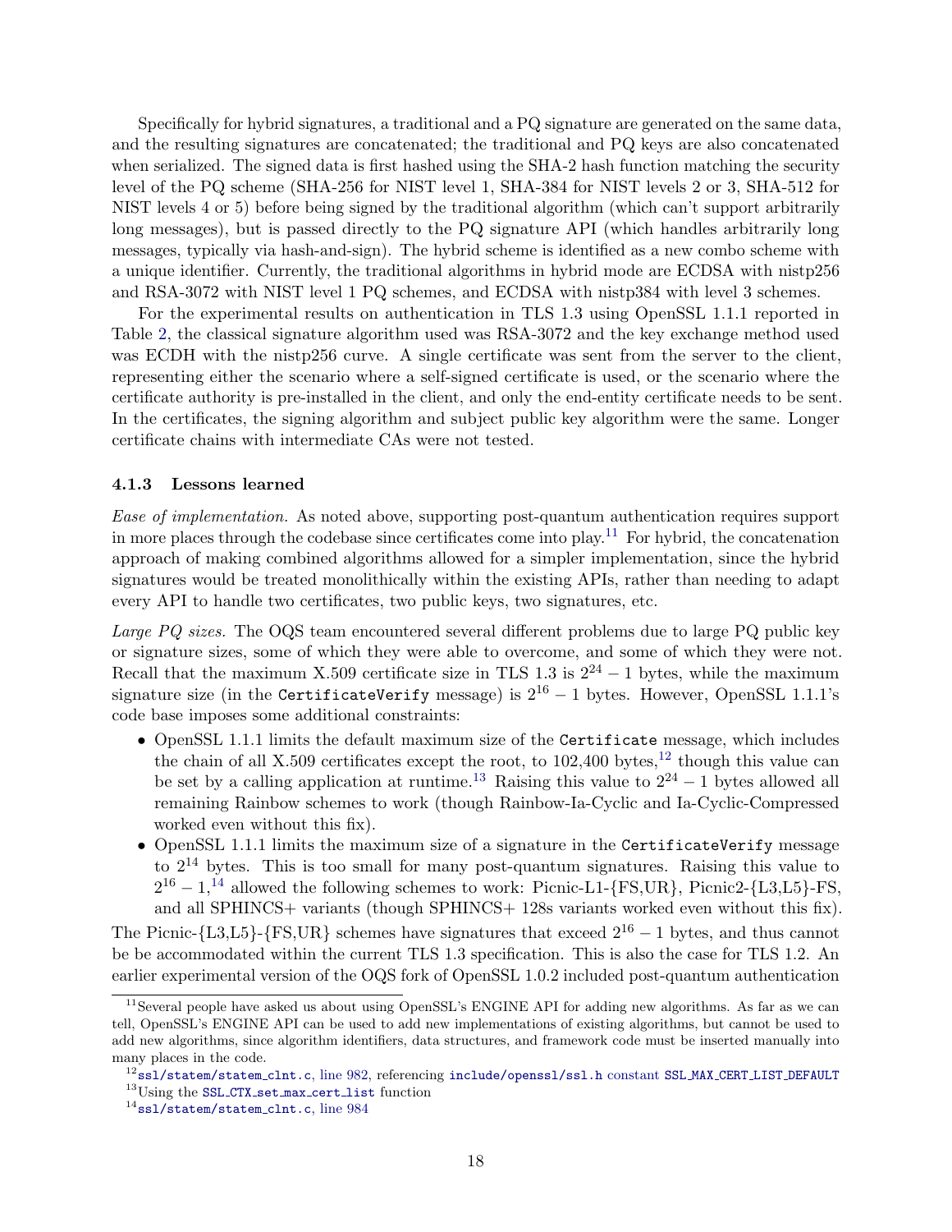Specifically for hybrid signatures, a traditional and a PQ signature are generated on the same data, and the resulting signatures are concatenated; the traditional and PQ keys are also concatenated when serialized. The signed data is first hashed using the SHA-2 hash function matching the security level of the PQ scheme (SHA-256 for NIST level 1, SHA-384 for NIST levels 2 or 3, SHA-512 for NIST levels 4 or 5) before being signed by the traditional algorithm (which can't support arbitrarily long messages), but is passed directly to the PQ signature API (which handles arbitrarily long messages, typically via hash-and-sign). The hybrid scheme is identified as a new combo scheme with a unique identifier. Currently, the traditional algorithms in hybrid mode are ECDSA with nistp256 and RSA-3072 with NIST level 1 PQ schemes, and ECDSA with nistp384 with level 3 schemes.

For the experimental results on authentication in TLS 1.3 using OpenSSL 1.1.1 reported in Table 2, the classical signature algorithm used was RSA-3072 and the key exchange method used was ECDH with the nistp256 curve. A single certificate was sent from the server to the client, representing either the scenario where a self-signed certificate is used, or the scenario where the certificate authority is pre-installed in the client, and only the end-entity certificate needs to be sent. In the certificates, the signing algorithm and subject public key algorithm were the same. Longer certificate chains with intermediate CAs were not tested.

#### 4.1.3 Lessons learned

*Ease of implementation.* As noted above, supporting post-quantum authentication requires support in more places through the codebase since certificates come into play.[11] For hybrid, the concatenation approach of making combined algorithms allowed for a simpler implementation, since the hybrid signatures would be treated monolithically within the existing APIs, rather than needing to adapt every API to handle two certificates, two public keys, two signatures, etc.

*Large PQ sizes.* The OQS team encountered several different problems due to large PQ public key or signature sizes, some of which they were able to overcome, and some of which they were not. Recall that the maximum X.509 certificate size in TLS 1.3 is $2^{24} - 1$ bytes, while the maximum signature size (in the `CertificateVerify` message) is $2^{16} - 1$ bytes. However, OpenSSL 1.1.1's code base imposes some additional constraints:

- OpenSSL 1.1.1 limits the default maximum size of the `Certificate` message, which includes the chain of all X.509 certificates except the root, to 102,400 bytes,[12] though this value can be set by a calling application at runtime.[13] Raising this value to $2^{24} - 1$ bytes allowed all remaining Rainbow schemes to work (though Rainbow-Ia-Cyclic and Ia-Cyclic-Compressed worked even without this fix).
- OpenSSL 1.1.1 limits the maximum size of a signature in the `CertificateVerify` message to $2^{14}$ bytes. This is too small for many post-quantum signatures. Raising this value to $2^{16} - 1$,[14] allowed the following schemes to work: Picnic-L1-{FS,UR}, Picnic2-{L3,L5}-FS, and all SPHINCS+ variants (though SPHINCS+ 128s variants worked even without this fix).

The Picnic-{L3,L5}-{FS,UR} schemes have signatures that exceed $2^{16} - 1$ bytes, and thus cannot be be accommodated within the current TLS 1.3 specification. This is also the case for TLS 1.2. An earlier experimental version of the OQS fork of OpenSSL 1.0.2 included post-quantum authentication

---

[11] Several people have asked us about using OpenSSL's ENGINE API for adding new algorithms. As far as we can tell, OpenSSL's ENGINE API can be used to add new implementations of existing algorithms, but cannot be used to add new algorithms, since algorithm identifiers, data structures, and framework code must be inserted manually into many places in the code.

[12] `ssl/statem/statem_clnt.c`, line 982, referencing `include/openssl/ssl.h` constant `SSL_MAX_CERT_LIST_DEFAULT`

[13] Using the `SSL_CTX_set_max_cert_list` function

[14] `ssl/statem/statem_clnt.c`, line 984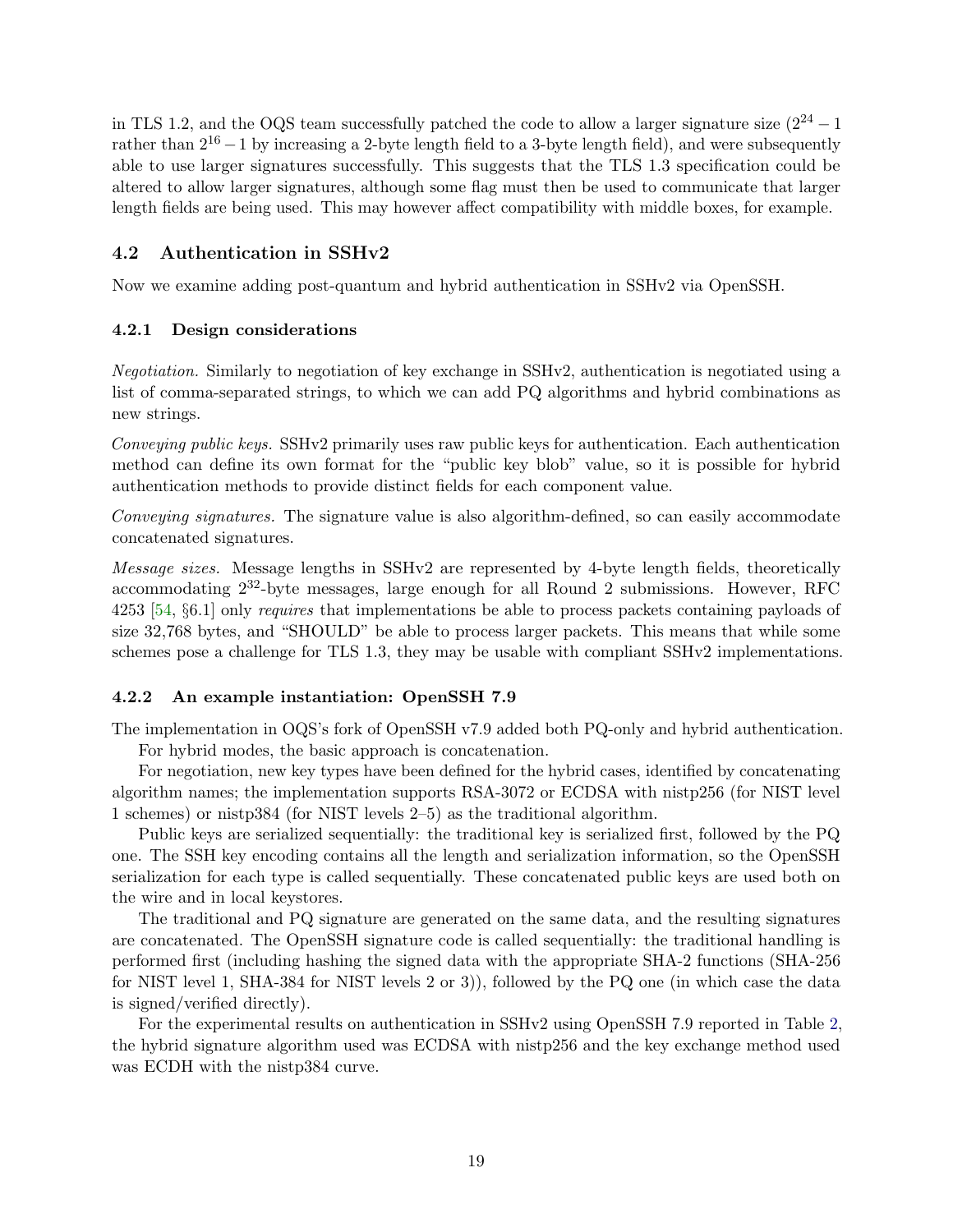in TLS 1.2, and the OQS team successfully patched the code to allow a larger signature size ($2^{24} - 1$ rather than $2^{16} - 1$ by increasing a 2-byte length field to a 3-byte length field), and were subsequently able to use larger signatures successfully. This suggests that the TLS 1.3 specification could be altered to allow larger signatures, although some flag must then be used to communicate that larger length fields are being used. This may however affect compatibility with middle boxes, for example.

## 4.2 Authentication in SSHv2

Now we examine adding post-quantum and hybrid authentication in SSHv2 via OpenSSH.

### 4.2.1 Design considerations

*Negotiation.* Similarly to negotiation of key exchange in SSHv2, authentication is negotiated using a list of comma-separated strings, to which we can add PQ algorithms and hybrid combinations as new strings.

*Conveying public keys.* SSHv2 primarily uses raw public keys for authentication. Each authentication method can define its own format for the "public key blob" value, so it is possible for hybrid authentication methods to provide distinct fields for each component value.

*Conveying signatures.* The signature value is also algorithm-defined, so can easily accommodate concatenated signatures.

*Message sizes.* Message lengths in SSHv2 are represented by 4-byte length fields, theoretically accommodating $2^{32}$-byte messages, large enough for all Round 2 submissions. However, RFC 4253 [54, §6.1] only *requires* that implementations be able to process packets containing payloads of size 32,768 bytes, and "SHOULD" be able to process larger packets. This means that while some schemes pose a challenge for TLS 1.3, they may be usable with compliant SSHv2 implementations.

### 4.2.2 An example instantiation: OpenSSH 7.9

The implementation in OQS's fork of OpenSSH v7.9 added both PQ-only and hybrid authentication.

For hybrid modes, the basic approach is concatenation.

For negotiation, new key types have been defined for the hybrid cases, identified by concatenating algorithm names; the implementation supports RSA-3072 or ECDSA with nistp256 (for NIST level 1 schemes) or nistp384 (for NIST levels 2–5) as the traditional algorithm.

Public keys are serialized sequentially: the traditional key is serialized first, followed by the PQ one. The SSH key encoding contains all the length and serialization information, so the OpenSSH serialization for each type is called sequentially. These concatenated public keys are used both on the wire and in local keystores.

The traditional and PQ signature are generated on the same data, and the resulting signatures are concatenated. The OpenSSH signature code is called sequentially: the traditional handling is performed first (including hashing the signed data with the appropriate SHA-2 functions (SHA-256 for NIST level 1, SHA-384 for NIST levels 2 or 3)), followed by the PQ one (in which case the data is signed/verified directly).

For the experimental results on authentication in SSHv2 using OpenSSH 7.9 reported in Table 2, the hybrid signature algorithm used was ECDSA with nistp256 and the key exchange method used was ECDH with the nistp384 curve.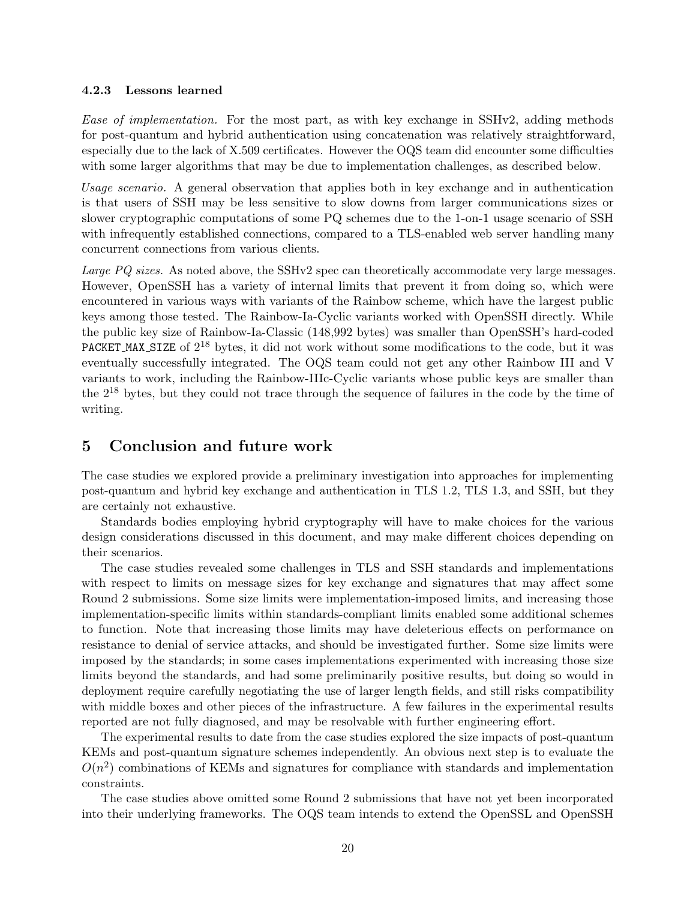#### 4.2.3 Lessons learned

*Ease of implementation.* For the most part, as with key exchange in SSHv2, adding methods for post-quantum and hybrid authentication using concatenation was relatively straightforward, especially due to the lack of X.509 certificates. However the OQS team did encounter some difficulties with some larger algorithms that may be due to implementation challenges, as described below.

*Usage scenario.* A general observation that applies both in key exchange and in authentication is that users of SSH may be less sensitive to slow downs from larger communications sizes or slower cryptographic computations of some PQ schemes due to the 1-on-1 usage scenario of SSH with infrequently established connections, compared to a TLS-enabled web server handling many concurrent connections from various clients.

*Large PQ sizes.* As noted above, the SSHv2 spec can theoretically accommodate very large messages. However, OpenSSH has a variety of internal limits that prevent it from doing so, which were encountered in various ways with variants of the Rainbow scheme, which have the largest public keys among those tested. The Rainbow-Ia-Cyclic variants worked with OpenSSH directly. While the public key size of Rainbow-Ia-Classic (148,992 bytes) was smaller than OpenSSH's hard-coded `PACKET_MAX_SIZE` of $2^{18}$ bytes, it did not work without some modifications to the code, but it was eventually successfully integrated. The OQS team could not get any other Rainbow III and V variants to work, including the Rainbow-IIIc-Cyclic variants whose public keys are smaller than the $2^{18}$ bytes, but they could not trace through the sequence of failures in the code by the time of writing.

## 5 Conclusion and future work

The case studies we explored provide a preliminary investigation into approaches for implementing post-quantum and hybrid key exchange and authentication in TLS 1.2, TLS 1.3, and SSH, but they are certainly not exhaustive.

Standards bodies employing hybrid cryptography will have to make choices for the various design considerations discussed in this document, and may make different choices depending on their scenarios.

The case studies revealed some challenges in TLS and SSH standards and implementations with respect to limits on message sizes for key exchange and signatures that may affect some Round 2 submissions. Some size limits were implementation-imposed limits, and increasing those implementation-specific limits within standards-compliant limits enabled some additional schemes to function. Note that increasing those limits may have deleterious effects on performance on resistance to denial of service attacks, and should be investigated further. Some size limits were imposed by the standards; in some cases implementations experimented with increasing those size limits beyond the standards, and had some preliminarily positive results, but doing so would in deployment require carefully negotiating the use of larger length fields, and still risks compatibility with middle boxes and other pieces of the infrastructure. A few failures in the experimental results reported are not fully diagnosed, and may be resolvable with further engineering effort.

The experimental results to date from the case studies explored the size impacts of post-quantum KEMs and post-quantum signature schemes independently. An obvious next step is to evaluate the $O(n^2)$ combinations of KEMs and signatures for compliance with standards and implementation constraints.

The case studies above omitted some Round 2 submissions that have not yet been incorporated into their underlying frameworks. The OQS team intends to extend the OpenSSL and OpenSSH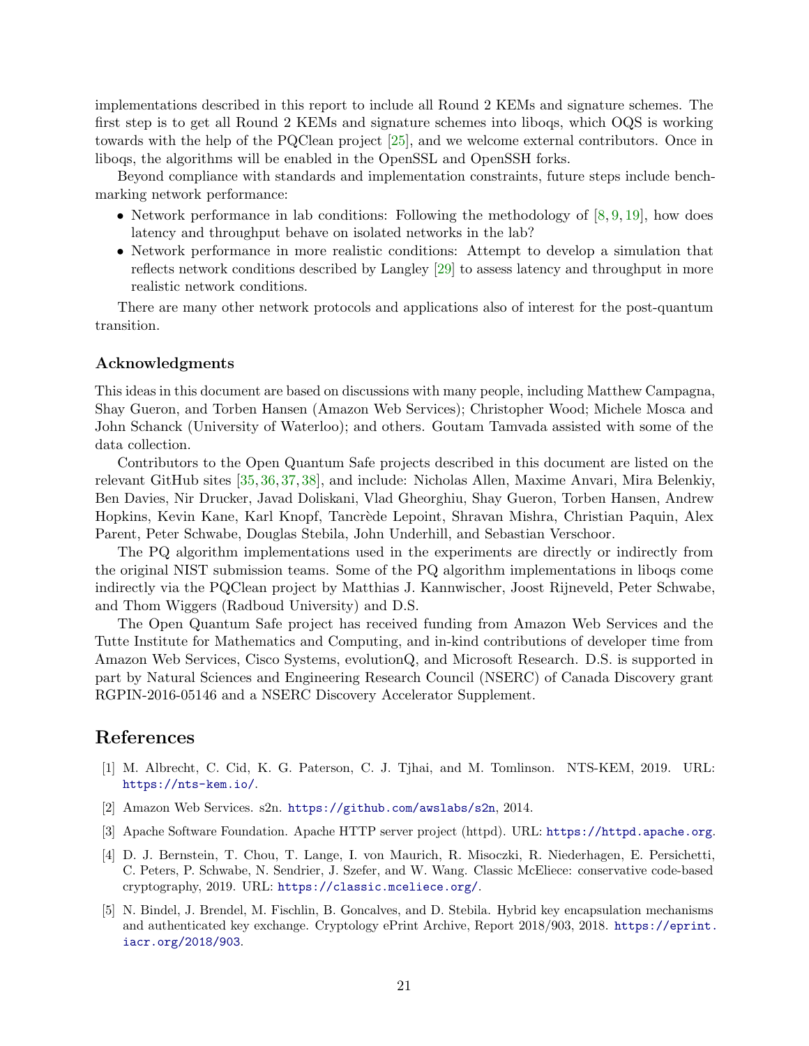implementations described in this report to include all Round 2 KEMs and signature schemes. The first step is to get all Round 2 KEMs and signature schemes into liboqs, which OQS is working towards with the help of the PQClean project [25], and we welcome external contributors. Once in liboqs, the algorithms will be enabled in the OpenSSL and OpenSSH forks.

Beyond compliance with standards and implementation constraints, future steps include benchmarking network performance:

- Network performance in lab conditions: Following the methodology of [8, 9, 19], how does latency and throughput behave on isolated networks in the lab?
- Network performance in more realistic conditions: Attempt to develop a simulation that reflects network conditions described by Langley [29] to assess latency and throughput in more realistic network conditions.

There are many other network protocols and applications also of interest for the post-quantum transition.

### Acknowledgments

This ideas in this document are based on discussions with many people, including Matthew Campagna, Shay Gueron, and Torben Hansen (Amazon Web Services); Christopher Wood; Michele Mosca and John Schanck (University of Waterloo); and others. Goutam Tamvada assisted with some of the data collection.

Contributors to the Open Quantum Safe projects described in this document are listed on the relevant GitHub sites [35, 36, 37, 38], and include: Nicholas Allen, Maxime Anvari, Mira Belenkiy, Ben Davies, Nir Drucker, Javad Doliskani, Vlad Gheorghiu, Shay Gueron, Torben Hansen, Andrew Hopkins, Kevin Kane, Karl Knopf, Tancrède Lepoint, Shravan Mishra, Christian Paquin, Alex Parent, Peter Schwabe, Douglas Stebila, John Underhill, and Sebastian Verschoor.

The PQ algorithm implementations used in the experiments are directly or indirectly from the original NIST submission teams. Some of the PQ algorithm implementations in liboqs come indirectly via the PQClean project by Matthias J. Kannwischer, Joost Rijneveld, Peter Schwabe, and Thom Wiggers (Radboud University) and D.S.

The Open Quantum Safe project has received funding from Amazon Web Services and the Tutte Institute for Mathematics and Computing, and in-kind contributions of developer time from Amazon Web Services, Cisco Systems, evolutionQ, and Microsoft Research. D.S. is supported in part by Natural Sciences and Engineering Research Council (NSERC) of Canada Discovery grant RGPIN-2016-05146 and a NSERC Discovery Accelerator Supplement.

## References

[1] M. Albrecht, C. Cid, K. G. Paterson, C. J. Tjhai, and M. Tomlinson. NTS-KEM, 2019. URL: https://nts-kem.io/.

[2] Amazon Web Services. s2n. https://github.com/awslabs/s2n, 2014.

[3] Apache Software Foundation. Apache HTTP server project (httpd). URL: https://httpd.apache.org.

[4] D. J. Bernstein, T. Chou, T. Lange, I. von Maurich, R. Misoczki, R. Niederhagen, E. Persichetti, C. Peters, P. Schwabe, N. Sendrier, J. Szefer, and W. Wang. Classic McEliece: conservative code-based cryptography, 2019. URL: https://classic.mceliece.org/.

[5] N. Bindel, J. Brendel, M. Fischlin, B. Goncalves, and D. Stebila. Hybrid key encapsulation mechanisms and authenticated key exchange. Cryptology ePrint Archive, Report 2018/903, 2018. https://eprint.iacr.org/2018/903.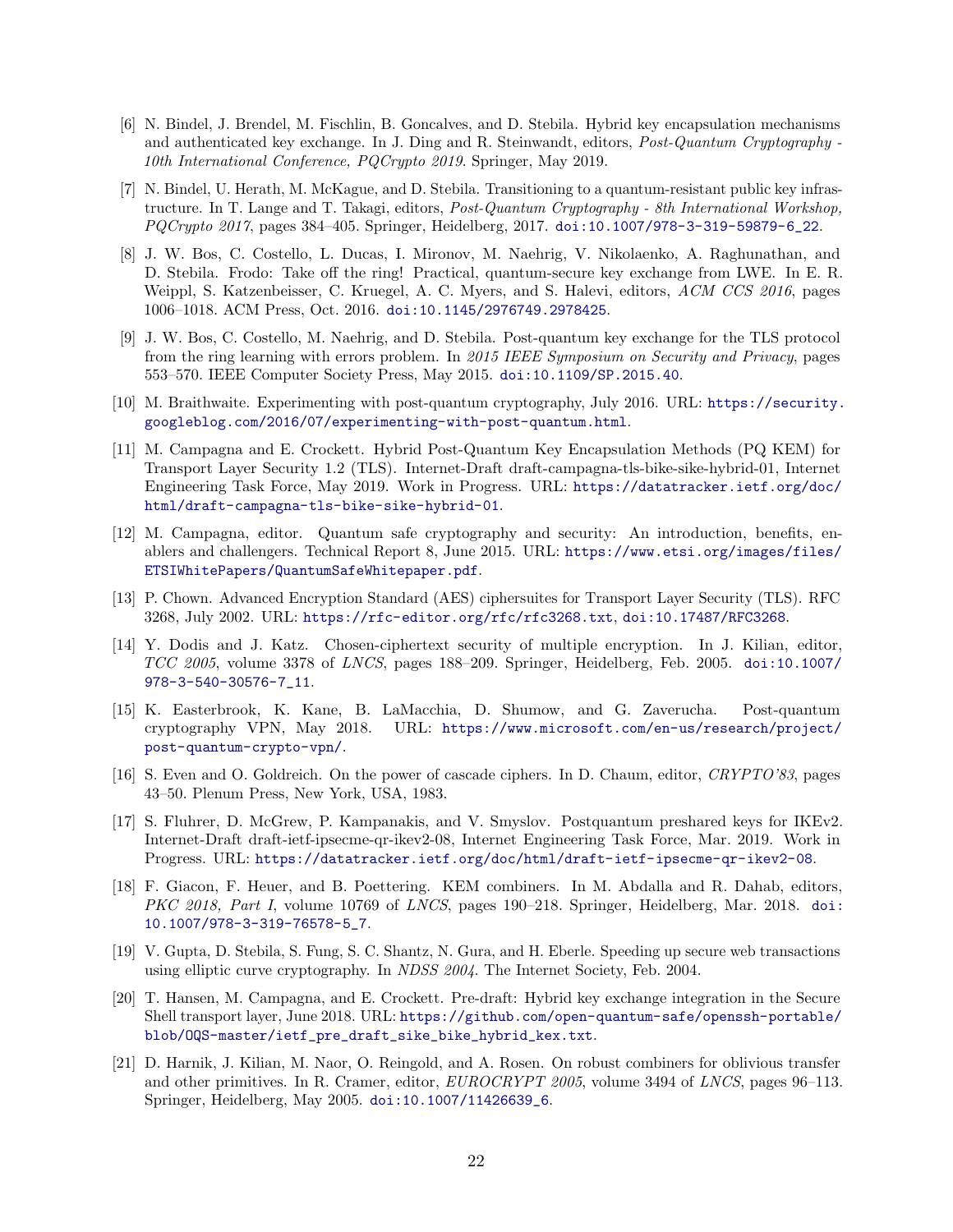[6] N. Bindel, J. Brendel, M. Fischlin, B. Goncalves, and D. Stebila. Hybrid key encapsulation mechanisms and authenticated key exchange. In J. Ding and R. Steinwandt, editors, *Post-Quantum Cryptography - 10th International Conference, PQCrypto 2019*. Springer, May 2019.

[7] N. Bindel, U. Herath, M. McKague, and D. Stebila. Transitioning to a quantum-resistant public key infrastructure. In T. Lange and T. Takagi, editors, *Post-Quantum Cryptography - 8th International Workshop, PQCrypto 2017*, pages 384–405. Springer, Heidelberg, 2017. doi:10.1007/978-3-319-59879-6_22.

[8] J. W. Bos, C. Costello, L. Ducas, I. Mironov, M. Naehrig, V. Nikolaenko, A. Raghunathan, and D. Stebila. Frodo: Take off the ring! Practical, quantum-secure key exchange from LWE. In E. R. Weippl, S. Katzenbeisser, C. Kruegel, A. C. Myers, and S. Halevi, editors, *ACM CCS 2016*, pages 1006–1018. ACM Press, Oct. 2016. doi:10.1145/2976749.2978425.

[9] J. W. Bos, C. Costello, M. Naehrig, and D. Stebila. Post-quantum key exchange for the TLS protocol from the ring learning with errors problem. In *2015 IEEE Symposium on Security and Privacy*, pages 553–570. IEEE Computer Society Press, May 2015. doi:10.1109/SP.2015.40.

[10] M. Braithwaite. Experimenting with post-quantum cryptography, July 2016. URL: https://security.googleblog.com/2016/07/experimenting-with-post-quantum.html.

[11] M. Campagna and E. Crockett. Hybrid Post-Quantum Key Encapsulation Methods (PQ KEM) for Transport Layer Security 1.2 (TLS). Internet-Draft draft-campagna-tls-bike-sike-hybrid-01, Internet Engineering Task Force, May 2019. Work in Progress. URL: https://datatracker.ietf.org/doc/html/draft-campagna-tls-bike-sike-hybrid-01.

[12] M. Campagna, editor. Quantum safe cryptography and security: An introduction, benefits, enablers and challengers. Technical Report 8, June 2015. URL: https://www.etsi.org/images/files/ETSIWhitePapers/QuantumSafeWhitepaper.pdf.

[13] P. Chown. Advanced Encryption Standard (AES) ciphersuites for Transport Layer Security (TLS). RFC 3268, July 2002. URL: https://rfc-editor.org/rfc/rfc3268.txt, doi:10.17487/RFC3268.

[14] Y. Dodis and J. Katz. Chosen-ciphertext security of multiple encryption. In J. Kilian, editor, *TCC 2005*, volume 3378 of *LNCS*, pages 188–209. Springer, Heidelberg, Feb. 2005. doi:10.1007/978-3-540-30576-7_11.

[15] K. Easterbrook, K. Kane, B. LaMacchia, D. Shumow, and G. Zaverucha. Post-quantum cryptography VPN, May 2018. URL: https://www.microsoft.com/en-us/research/project/post-quantum-crypto-vpn/.

[16] S. Even and O. Goldreich. On the power of cascade ciphers. In D. Chaum, editor, *CRYPTO'83*, pages 43–50. Plenum Press, New York, USA, 1983.

[17] S. Fluhrer, D. McGrew, P. Kampanakis, and V. Smyslov. Postquantum preshared keys for IKEv2. Internet-Draft draft-ietf-ipsecme-qr-ikev2-08, Internet Engineering Task Force, Mar. 2019. Work in Progress. URL: https://datatracker.ietf.org/doc/html/draft-ietf-ipsecme-qr-ikev2-08.

[18] F. Giacon, F. Heuer, and B. Poettering. KEM combiners. In M. Abdalla and R. Dahab, editors, *PKC 2018, Part I*, volume 10769 of *LNCS*, pages 190–218. Springer, Heidelberg, Mar. 2018. doi:10.1007/978-3-319-76578-5_7.

[19] V. Gupta, D. Stebila, S. Fung, S. C. Shantz, N. Gura, and H. Eberle. Speeding up secure web transactions using elliptic curve cryptography. In *NDSS 2004*. The Internet Society, Feb. 2004.

[20] T. Hansen, M. Campagna, and E. Crockett. Pre-draft: Hybrid key exchange integration in the Secure Shell transport layer, June 2018. URL: https://github.com/open-quantum-safe/openssh-portable/blob/OQS-master/ietf_pre_draft_sike_bike_hybrid_kex.txt.

[21] D. Harnik, J. Kilian, M. Naor, O. Reingold, and A. Rosen. On robust combiners for oblivious transfer and other primitives. In R. Cramer, editor, *EUROCRYPT 2005*, volume 3494 of *LNCS*, pages 96–113. Springer, Heidelberg, May 2005. doi:10.1007/11426639_6.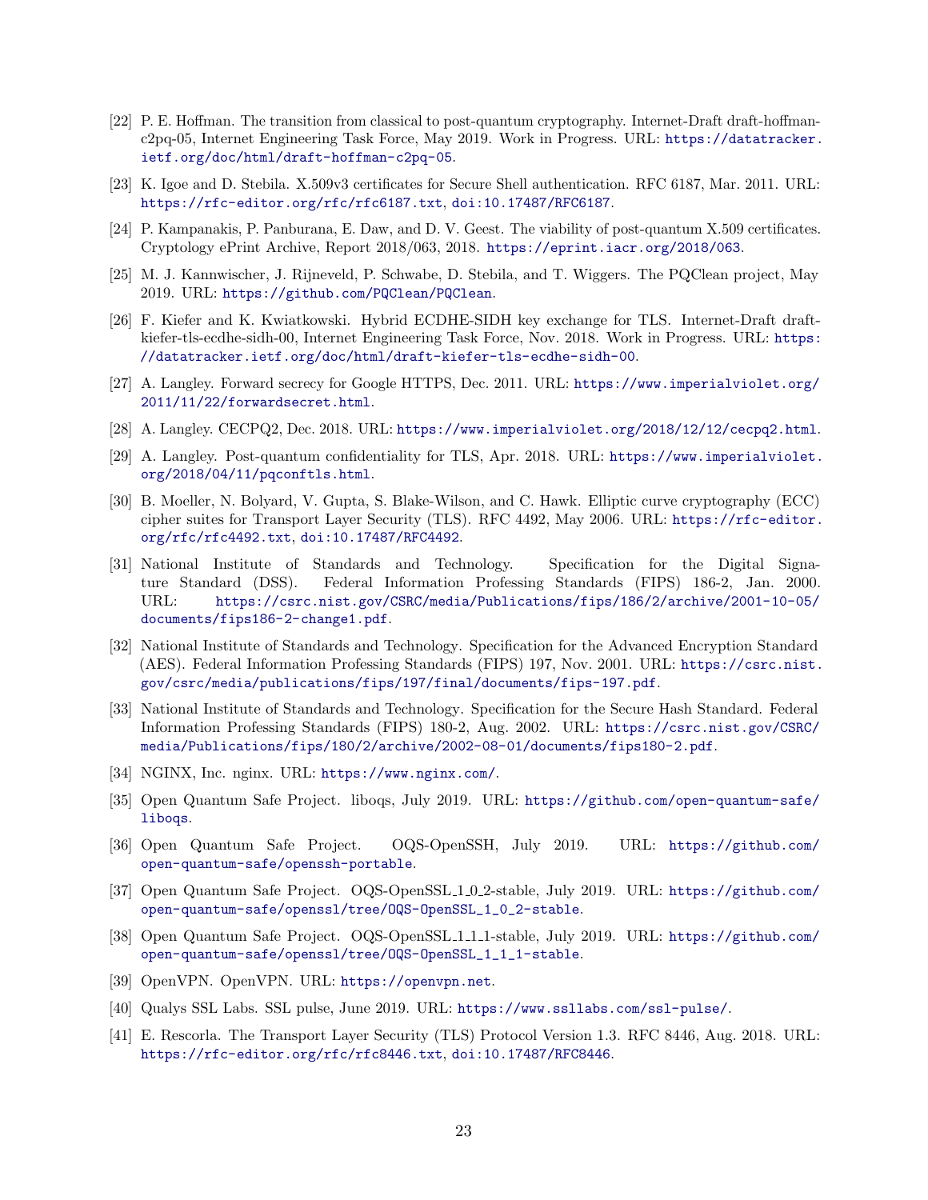[22] P. E. Hoffman. The transition from classical to post-quantum cryptography. Internet-Draft draft-hoffman-c2pq-05, Internet Engineering Task Force, May 2019. Work in Progress. URL: https://datatracker.ietf.org/doc/html/draft-hoffman-c2pq-05.

[23] K. Igoe and D. Stebila. X.509v3 certificates for Secure Shell authentication. RFC 6187, Mar. 2011. URL: https://rfc-editor.org/rfc/rfc6187.txt, doi:10.17487/RFC6187.

[24] P. Kampanakis, P. Panburana, E. Daw, and D. V. Geest. The viability of post-quantum X.509 certificates. Cryptology ePrint Archive, Report 2018/063, 2018. https://eprint.iacr.org/2018/063.

[25] M. J. Kannwischer, J. Rijneveld, P. Schwabe, D. Stebila, and T. Wiggers. The PQClean project, May 2019. URL: https://github.com/PQClean/PQClean.

[26] F. Kiefer and K. Kwiatkowski. Hybrid ECDHE-SIDH key exchange for TLS. Internet-Draft draft-kiefer-tls-ecdhe-sidh-00, Internet Engineering Task Force, Nov. 2018. Work in Progress. URL: https://datatracker.ietf.org/doc/html/draft-kiefer-tls-ecdhe-sidh-00.

[27] A. Langley. Forward secrecy for Google HTTPS, Dec. 2011. URL: https://www.imperialviolet.org/2011/11/22/forwardsecret.html.

[28] A. Langley. CECPQ2, Dec. 2018. URL: https://www.imperialviolet.org/2018/12/12/cecpq2.html.

[29] A. Langley. Post-quantum confidentiality for TLS, Apr. 2018. URL: https://www.imperialviolet.org/2018/04/11/pqconftls.html.

[30] B. Moeller, N. Bolyard, V. Gupta, S. Blake-Wilson, and C. Hawk. Elliptic curve cryptography (ECC) cipher suites for Transport Layer Security (TLS). RFC 4492, May 2006. URL: https://rfc-editor.org/rfc/rfc4492.txt, doi:10.17487/RFC4492.

[31] National Institute of Standards and Technology. Specification for the Digital Signature Standard (DSS). Federal Information Professing Standards (FIPS) 186-2, Jan. 2000. URL: https://csrc.nist.gov/CSRC/media/Publications/fips/186/2/archive/2001-10-05/documents/fips186-2-change1.pdf.

[32] National Institute of Standards and Technology. Specification for the Advanced Encryption Standard (AES). Federal Information Professing Standards (FIPS) 197, Nov. 2001. URL: https://csrc.nist.gov/csrc/media/publications/fips/197/final/documents/fips-197.pdf.

[33] National Institute of Standards and Technology. Specification for the Secure Hash Standard. Federal Information Professing Standards (FIPS) 180-2, Aug. 2002. URL: https://csrc.nist.gov/CSRC/media/Publications/fips/180/2/archive/2002-08-01/documents/fips180-2.pdf.

[34] NGINX, Inc. nginx. URL: https://www.nginx.com/.

[35] Open Quantum Safe Project. liboqs, July 2019. URL: https://github.com/open-quantum-safe/liboqs.

[36] Open Quantum Safe Project. OQS-OpenSSH, July 2019. URL: https://github.com/open-quantum-safe/openssh-portable.

[37] Open Quantum Safe Project. OQS-OpenSSL_1_0_2-stable, July 2019. URL: https://github.com/open-quantum-safe/openssl/tree/OQS-OpenSSL_1_0_2-stable.

[38] Open Quantum Safe Project. OQS-OpenSSL_1_1_1-stable, July 2019. URL: https://github.com/open-quantum-safe/openssl/tree/OQS-OpenSSL_1_1_1-stable.

[39] OpenVPN. OpenVPN. URL: https://openvpn.net.

[40] Qualys SSL Labs. SSL pulse, June 2019. URL: https://www.ssllabs.com/ssl-pulse/.

[41] E. Rescorla. The Transport Layer Security (TLS) Protocol Version 1.3. RFC 8446, Aug. 2018. URL: https://rfc-editor.org/rfc/rfc8446.txt, doi:10.17487/RFC8446.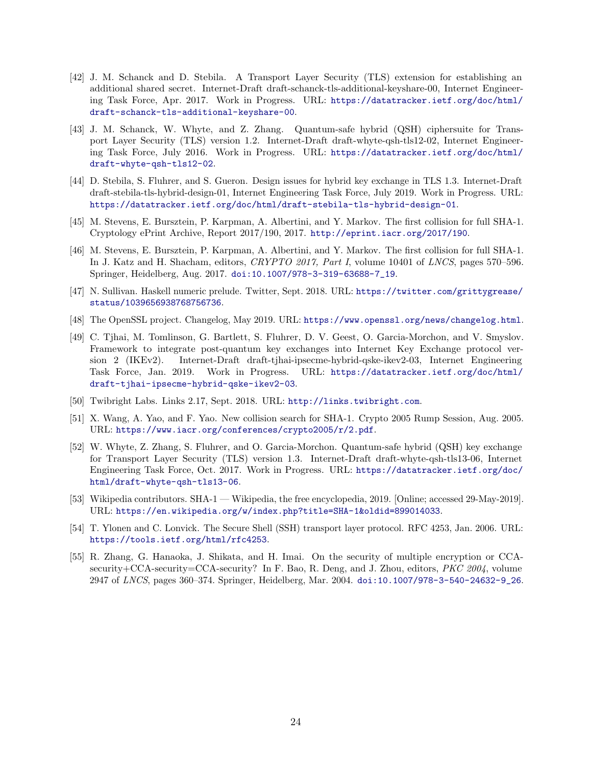[42] J. M. Schanck and D. Stebila. A Transport Layer Security (TLS) extension for establishing an additional shared secret. Internet-Draft draft-schanck-tls-additional-keyshare-00, Internet Engineering Task Force, Apr. 2017. Work in Progress. URL: https://datatracker.ietf.org/doc/html/draft-schanck-tls-additional-keyshare-00.

[43] J. M. Schanck, W. Whyte, and Z. Zhang. Quantum-safe hybrid (QSH) ciphersuite for Transport Layer Security (TLS) version 1.2. Internet-Draft draft-whyte-qsh-tls12-02, Internet Engineering Task Force, July 2016. Work in Progress. URL: https://datatracker.ietf.org/doc/html/draft-whyte-qsh-tls12-02.

[44] D. Stebila, S. Fluhrer, and S. Gueron. Design issues for hybrid key exchange in TLS 1.3. Internet-Draft draft-stebila-tls-hybrid-design-01, Internet Engineering Task Force, July 2019. Work in Progress. URL: https://datatracker.ietf.org/doc/html/draft-stebila-tls-hybrid-design-01.

[45] M. Stevens, E. Bursztein, P. Karpman, A. Albertini, and Y. Markov. The first collision for full SHA-1. Cryptology ePrint Archive, Report 2017/190, 2017. http://eprint.iacr.org/2017/190.

[46] M. Stevens, E. Bursztein, P. Karpman, A. Albertini, and Y. Markov. The first collision for full SHA-1. In J. Katz and H. Shacham, editors, *CRYPTO 2017, Part I*, volume 10401 of *LNCS*, pages 570–596. Springer, Heidelberg, Aug. 2017. doi:10.1007/978-3-319-63688-7_19.

[47] N. Sullivan. Haskell numeric prelude. Twitter, Sept. 2018. URL: https://twitter.com/grittygrease/status/1039656938768756736.

[48] The OpenSSL project. Changelog, May 2019. URL: https://www.openssl.org/news/changelog.html.

[49] C. Tjhai, M. Tomlinson, G. Bartlett, S. Fluhrer, D. V. Geest, O. Garcia-Morchon, and V. Smyslov. Framework to integrate post-quantum key exchanges into Internet Key Exchange protocol version 2 (IKEv2). Internet-Draft draft-tjhai-ipsecme-hybrid-qske-ikev2-03, Internet Engineering Task Force, Jan. 2019. Work in Progress. URL: https://datatracker.ietf.org/doc/html/draft-tjhai-ipsecme-hybrid-qske-ikev2-03.

[50] Twibright Labs. Links 2.17, Sept. 2018. URL: http://links.twibright.com.

[51] X. Wang, A. Yao, and F. Yao. New collision search for SHA-1. Crypto 2005 Rump Session, Aug. 2005. URL: https://www.iacr.org/conferences/crypto2005/r/2.pdf.

[52] W. Whyte, Z. Zhang, S. Fluhrer, and O. Garcia-Morchon. Quantum-safe hybrid (QSH) key exchange for Transport Layer Security (TLS) version 1.3. Internet-Draft draft-whyte-qsh-tls13-06, Internet Engineering Task Force, Oct. 2017. Work in Progress. URL: https://datatracker.ietf.org/doc/html/draft-whyte-qsh-tls13-06.

[53] Wikipedia contributors. SHA-1 — Wikipedia, the free encyclopedia, 2019. [Online; accessed 29-May-2019]. URL: https://en.wikipedia.org/w/index.php?title=SHA-1&oldid=899014033.

[54] T. Ylonen and C. Lonvick. The Secure Shell (SSH) transport layer protocol. RFC 4253, Jan. 2006. URL: https://tools.ietf.org/html/rfc4253.

[55] R. Zhang, G. Hanaoka, J. Shikata, and H. Imai. On the security of multiple encryption or CCA-security+CCA-security=CCA-security? In F. Bao, R. Deng, and J. Zhou, editors, *PKC 2004*, volume 2947 of *LNCS*, pages 360–374. Springer, Heidelberg, Mar. 2004. doi:10.1007/978-3-540-24632-9_26.